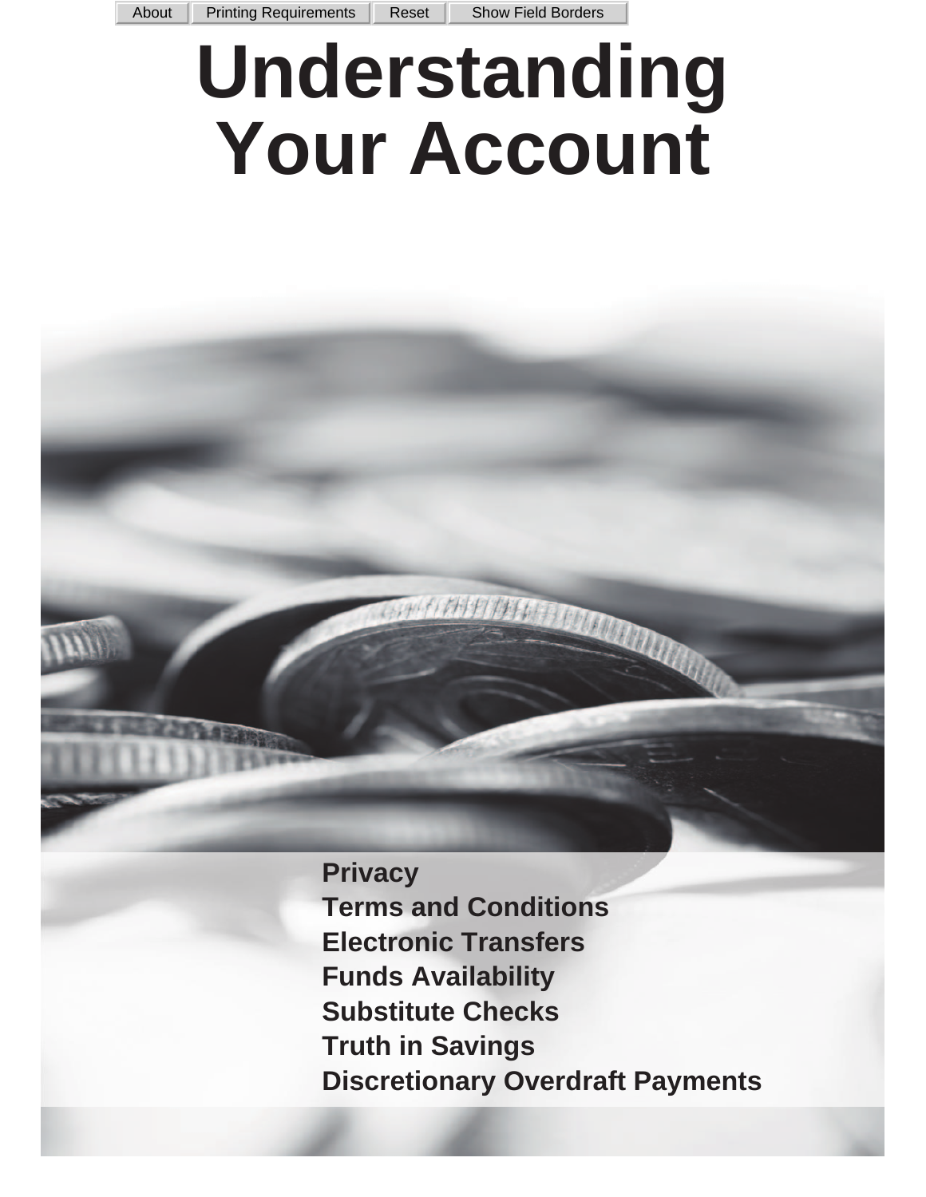# Understanding Your Account

**Privacy**
**Terms and Conditions**
**Electronic Transfers**
**Funds Availability**
**Substitute Checks**
**Truth in Savings**
**Discretionary Overdraft Payments**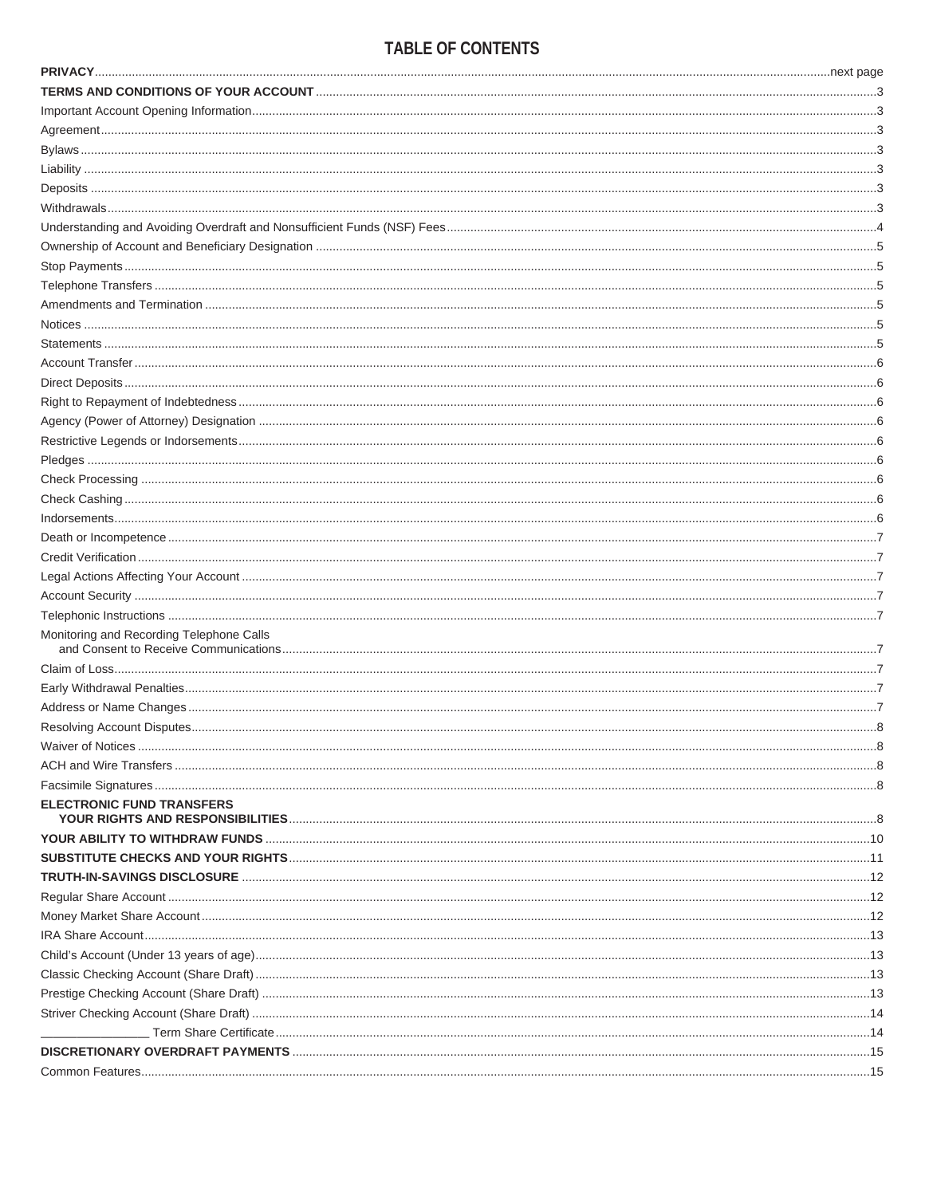# TABLE OF CONTENTS

| | |
|---|---|
| **PRIVACY** | next page |
| **TERMS AND CONDITIONS OF YOUR ACCOUNT** | 3 |
| Important Account Opening Information | 3 |
| Agreement | 3 |
| Bylaws | 3 |
| Liability | 3 |
| Deposits | 3 |
| Withdrawals | 3 |
| Understanding and Avoiding Overdraft and Nonsufficient Funds (NSF) Fees | 4 |
| Ownership of Account and Beneficiary Designation | 5 |
| Stop Payments | 5 |
| Telephone Transfers | 5 |
| Amendments and Termination | 5 |
| Notices | 5 |
| Statements | 5 |
| Account Transfer | 6 |
| Direct Deposits | 6 |
| Right to Repayment of Indebtedness | 6 |
| Agency (Power of Attorney) Designation | 6 |
| Restrictive Legends or Indorsements | 6 |
| Pledges | 6 |
| Check Processing | 6 |
| Check Cashing | 6 |
| Indorsements | 6 |
| Death or Incompetence | 7 |
| Credit Verification | 7 |
| Legal Actions Affecting Your Account | 7 |
| Account Security | 7 |
| Telephonic Instructions | 7 |
| Monitoring and Recording Telephone Calls and Consent to Receive Communications | 7 |
| Claim of Loss | 7 |
| Early Withdrawal Penalties | 7 |
| Address or Name Changes | 7 |
| Resolving Account Disputes | 8 |
| Waiver of Notices | 8 |
| ACH and Wire Transfers | 8 |
| Facsimile Signatures | 8 |
| **ELECTRONIC FUND TRANSFERS YOUR RIGHTS AND RESPONSIBILITIES** | 8 |
| **YOUR ABILITY TO WITHDRAW FUNDS** | 10 |
| **SUBSTITUTE CHECKS AND YOUR RIGHTS** | 11 |
| **TRUTH-IN-SAVINGS DISCLOSURE** | 12 |
| Regular Share Account | 12 |
| Money Market Share Account | 12 |
| IRA Share Account | 13 |
| Child's Account (Under 13 years of age) | 13 |
| Classic Checking Account (Share Draft) | 13 |
| Prestige Checking Account (Share Draft) | 13 |
| Striver Checking Account (Share Draft) | 14 |
| ________________ Term Share Certificate | 14 |
| **DISCRETIONARY OVERDRAFT PAYMENTS** | 15 |
| Common Features | 15 |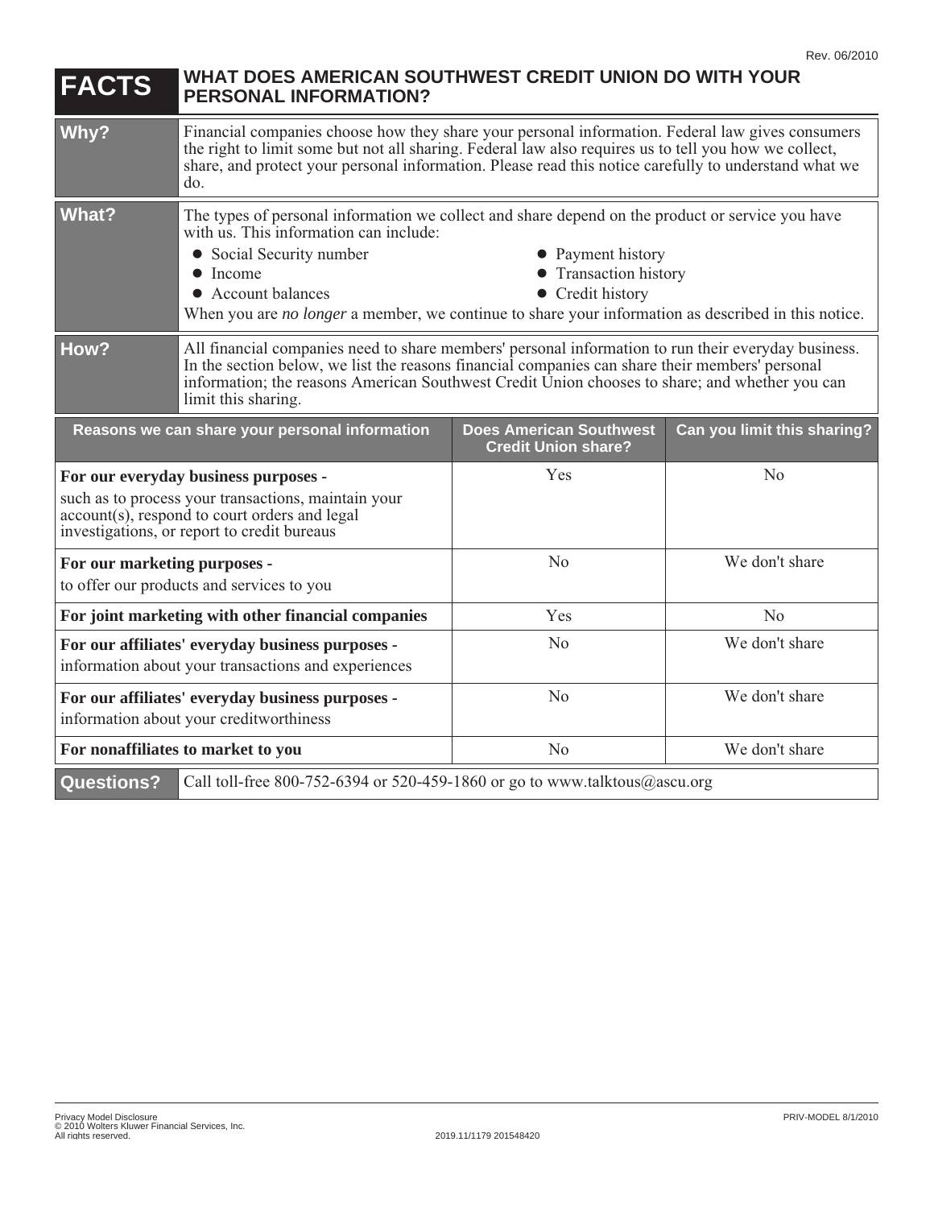Rev. 06/2010

| **FACTS** | **WHAT DOES AMERICAN SOUTHWEST CREDIT UNION DO WITH YOUR PERSONAL INFORMATION?** |
|---|---|
| **Why?** | Financial companies choose how they share your personal information. Federal law gives consumers the right to limit some but not all sharing. Federal law also requires us to tell you how we collect, share, and protect your personal information. Please read this notice carefully to understand what we do. |
| **What?** | The types of personal information we collect and share depend on the product or service you have with us. This information can include:<br>• Social Security number<br>• Income<br>• Account balances<br>• Payment history<br>• Transaction history<br>• Credit history<br>When you are *no longer* a member, we continue to share your information as described in this notice. |
| **How?** | All financial companies need to share members' personal information to run their everyday business. In the section below, we list the reasons financial companies can share their members' personal information; the reasons American Southwest Credit Union chooses to share; and whether you can limit this sharing. |

| Reasons we can share your personal information | Does American Southwest Credit Union share? | Can you limit this sharing? |
|---|---|---|
| **For our everyday business purposes -** such as to process your transactions, maintain your account(s), respond to court orders and legal investigations, or report to credit bureaus | Yes | No |
| **For our marketing purposes -** to offer our products and services to you | No | We don't share |
| **For joint marketing with other financial companies** | Yes | No |
| **For our affiliates' everyday business purposes -** information about your transactions and experiences | No | We don't share |
| **For our affiliates' everyday business purposes -** information about your creditworthiness | No | We don't share |
| **For nonaffiliates to market to you** | No | We don't share |

| **Questions?** | Call toll-free 800-752-6394 or 520-459-1860 or go to www.talktous@ascu.org |
|---|---|

Privacy Model Disclosure
© 2010 Wolters Kluwer Financial Services, Inc.
All rights reserved.

2019.11/1179 201548420

PRIV-MODEL 8/1/2010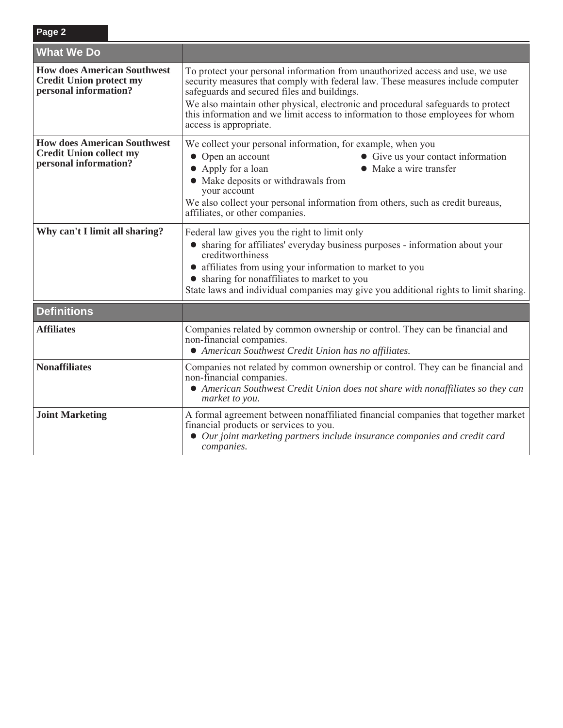| What We Do | |
|---|---|
| **How does American Southwest Credit Union protect my personal information?** | To protect your personal information from unauthorized access and use, we use security measures that comply with federal law. These measures include computer safeguards and secured files and buildings.<br>We also maintain other physical, electronic and procedural safeguards to protect this information and we limit access to information to those employees for whom access is appropriate. |
| **How does American Southwest Credit Union collect my personal information?** | We collect your personal information, for example, when you<br>• Open an account<br>• Apply for a loan<br>• Make deposits or withdrawals from your account<br>• Give us your contact information<br>• Make a wire transfer<br>We also collect your personal information from others, such as credit bureaus, affiliates, or other companies. |
| **Why can't I limit all sharing?** | Federal law gives you the right to limit only<br>• sharing for affiliates' everyday business purposes - information about your creditworthiness<br>• affiliates from using your information to market to you<br>• sharing for nonaffiliates to market to you<br>State laws and individual companies may give you additional rights to limit sharing. |

| Definitions | |
|---|---|
| **Affiliates** | Companies related by common ownership or control. They can be financial and non-financial companies.<br>• *American Southwest Credit Union has no affiliates.* |
| **Nonaffiliates** | Companies not related by common ownership or control. They can be financial and non-financial companies.<br>• *American Southwest Credit Union does not share with nonaffiliates so they can market to you.* |
| **Joint Marketing** | A formal agreement between nonaffiliated financial companies that together market financial products or services to you.<br>• *Our joint marketing partners include insurance companies and credit card companies.* |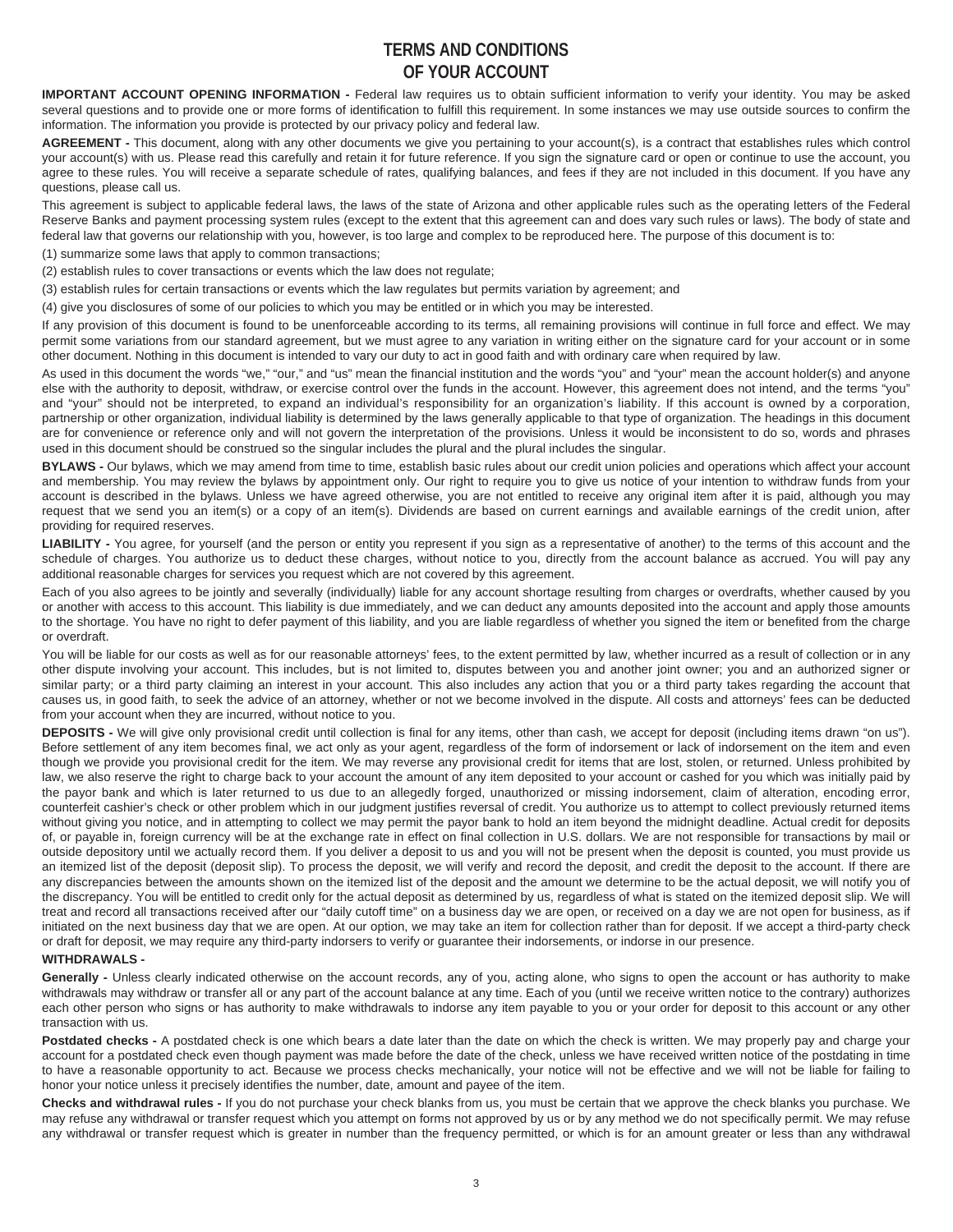# TERMS AND CONDITIONS OF YOUR ACCOUNT

**IMPORTANT ACCOUNT OPENING INFORMATION -** Federal law requires us to obtain sufficient information to verify your identity. You may be asked several questions and to provide one or more forms of identification to fulfill this requirement. In some instances we may use outside sources to confirm the information. The information you provide is protected by our privacy policy and federal law.

**AGREEMENT -** This document, along with any other documents we give you pertaining to your account(s), is a contract that establishes rules which control your account(s) with us. Please read this carefully and retain it for future reference. If you sign the signature card or open or continue to use the account, you agree to these rules. You will receive a separate schedule of rates, qualifying balances, and fees if they are not included in this document. If you have any questions, please call us.

This agreement is subject to applicable federal laws, the laws of the state of Arizona and other applicable rules such as the operating letters of the Federal Reserve Banks and payment processing system rules (except to the extent that this agreement can and does vary such rules or laws). The body of state and federal law that governs our relationship with you, however, is too large and complex to be reproduced here. The purpose of this document is to:

(1) summarize some laws that apply to common transactions;

(2) establish rules to cover transactions or events which the law does not regulate;

(3) establish rules for certain transactions or events which the law regulates but permits variation by agreement; and

(4) give you disclosures of some of our policies to which you may be entitled or in which you may be interested.

If any provision of this document is found to be unenforceable according to its terms, all remaining provisions will continue in full force and effect. We may permit some variations from our standard agreement, but we must agree to any variation in writing either on the signature card for your account or in some other document. Nothing in this document is intended to vary our duty to act in good faith and with ordinary care when required by law.

As used in this document the words "we," "our," and "us" mean the financial institution and the words "you" and "your" mean the account holder(s) and anyone else with the authority to deposit, withdraw, or exercise control over the funds in the account. However, this agreement does not intend, and the terms "you" and "your" should not be interpreted, to expand an individual's responsibility for an organization's liability. If this account is owned by a corporation, partnership or other organization, individual liability is determined by the laws generally applicable to that type of organization. The headings in this document are for convenience or reference only and will not govern the interpretation of the provisions. Unless it would be inconsistent to do so, words and phrases used in this document should be construed so the singular includes the plural and the plural includes the singular.

**BYLAWS -** Our bylaws, which we may amend from time to time, establish basic rules about our credit union policies and operations which affect your account and membership. You may review the bylaws by appointment only. Our right to require you to give us notice of your intention to withdraw funds from your account is described in the bylaws. Unless we have agreed otherwise, you are not entitled to receive any original item after it is paid, although you may request that we send you an item(s) or a copy of an item(s). Dividends are based on current earnings and available earnings of the credit union, after providing for required reserves.

**LIABILITY -** You agree, for yourself (and the person or entity you represent if you sign as a representative of another) to the terms of this account and the schedule of charges. You authorize us to deduct these charges, without notice to you, directly from the account balance as accrued. You will pay any additional reasonable charges for services you request which are not covered by this agreement.

Each of you also agrees to be jointly and severally (individually) liable for any account shortage resulting from charges or overdrafts, whether caused by you or another with access to this account. This liability is due immediately, and we can deduct any amounts deposited into the account and apply those amounts to the shortage. You have no right to defer payment of this liability, and you are liable regardless of whether you signed the item or benefited from the charge or overdraft.

You will be liable for our costs as well as for our reasonable attorneys' fees, to the extent permitted by law, whether incurred as a result of collection or in any other dispute involving your account. This includes, but is not limited to, disputes between you and another joint owner; you and an authorized signer or similar party; or a third party claiming an interest in your account. This also includes any action that you or a third party takes regarding the account that causes us, in good faith, to seek the advice of an attorney, whether or not we become involved in the dispute. All costs and attorneys' fees can be deducted from your account when they are incurred, without notice to you.

**DEPOSITS -** We will give only provisional credit until collection is final for any items, other than cash, we accept for deposit (including items drawn "on us"). Before settlement of any item becomes final, we act only as your agent, regardless of the form of indorsement or lack of indorsement on the item and even though we provide you provisional credit for the item. We may reverse any provisional credit for items that are lost, stolen, or returned. Unless prohibited by law, we also reserve the right to charge back to your account the amount of any item deposited to your account or cashed for you which was initially paid by the payor bank and which is later returned to us due to an allegedly forged, unauthorized or missing indorsement, claim of alteration, encoding error, counterfeit cashier's check or other problem which in our judgment justifies reversal of credit. You authorize us to attempt to collect previously returned items without giving you notice, and in attempting to collect we may permit the payor bank to hold an item beyond the midnight deadline. Actual credit for deposits of, or payable in, foreign currency will be at the exchange rate in effect on final collection in U.S. dollars. We are not responsible for transactions by mail or outside depository until we actually record them. If you deliver a deposit to us and you will not be present when the deposit is counted, you must provide us an itemized list of the deposit (deposit slip). To process the deposit, we will verify and record the deposit, and credit the deposit to the account. If there are any discrepancies between the amounts shown on the itemized list of the deposit and the amount we determine to be the actual deposit, we will notify you of the discrepancy. You will be entitled to credit only for the actual deposit as determined by us, regardless of what is stated on the itemized deposit slip. We will treat and record all transactions received after our "daily cutoff time" on a business day we are open, or received on a day we are not open for business, as if initiated on the next business day that we are open. At our option, we may take an item for collection rather than for deposit. If we accept a third-party check or draft for deposit, we may require any third-party indorsers to verify or guarantee their indorsements, or indorse in our presence.

**WITHDRAWALS -**

**Generally -** Unless clearly indicated otherwise on the account records, any of you, acting alone, who signs to open the account or has authority to make withdrawals may withdraw or transfer all or any part of the account balance at any time. Each of you (until we receive written notice to the contrary) authorizes each other person who signs or has authority to make withdrawals to indorse any item payable to you or your order for deposit to this account or any other transaction with us.

**Postdated checks -** A postdated check is one which bears a date later than the date on which the check is written. We may properly pay and charge your account for a postdated check even though payment was made before the date of the check, unless we have received written notice of the postdating in time to have a reasonable opportunity to act. Because we process checks mechanically, your notice will not be effective and we will not be liable for failing to honor your notice unless it precisely identifies the number, date, amount and payee of the item.

**Checks and withdrawal rules -** If you do not purchase your check blanks from us, you must be certain that we approve the check blanks you purchase. We may refuse any withdrawal or transfer request which you attempt on forms not approved by us or by any method we do not specifically permit. We may refuse any withdrawal or transfer request which is greater in number than the frequency permitted, or which is for an amount greater or less than any withdrawal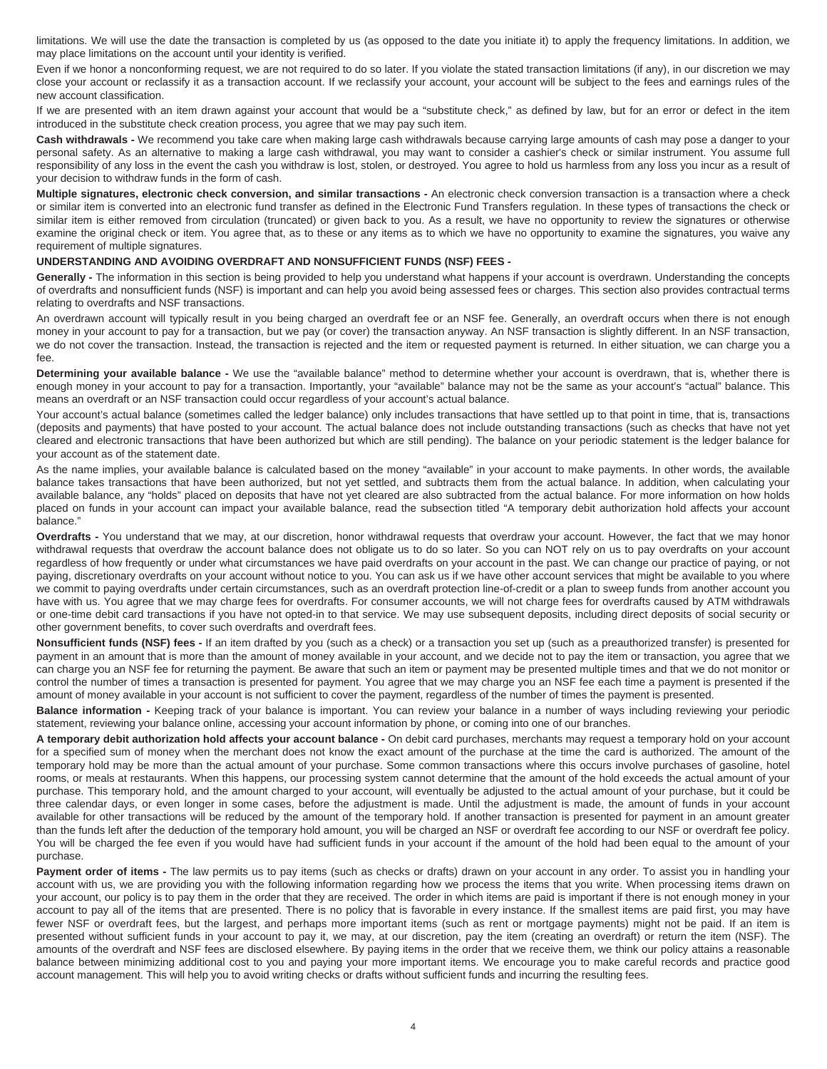limitations. We will use the date the transaction is completed by us (as opposed to the date you initiate it) to apply the frequency limitations. In addition, we may place limitations on the account until your identity is verified.

Even if we honor a nonconforming request, we are not required to do so later. If you violate the stated transaction limitations (if any), in our discretion we may close your account or reclassify it as a transaction account. If we reclassify your account, your account will be subject to the fees and earnings rules of the new account classification.

If we are presented with an item drawn against your account that would be a "substitute check," as defined by law, but for an error or defect in the item introduced in the substitute check creation process, you agree that we may pay such item.

**Cash withdrawals -** We recommend you take care when making large cash withdrawals because carrying large amounts of cash may pose a danger to your personal safety. As an alternative to making a large cash withdrawal, you may want to consider a cashier's check or similar instrument. You assume full responsibility of any loss in the event the cash you withdraw is lost, stolen, or destroyed. You agree to hold us harmless from any loss you incur as a result of your decision to withdraw funds in the form of cash.

**Multiple signatures, electronic check conversion, and similar transactions -** An electronic check conversion transaction is a transaction where a check or similar item is converted into an electronic fund transfer as defined in the Electronic Fund Transfers regulation. In these types of transactions the check or similar item is either removed from circulation (truncated) or given back to you. As a result, we have no opportunity to review the signatures or otherwise examine the original check or item. You agree that, as to these or any items as to which we have no opportunity to examine the signatures, you waive any requirement of multiple signatures.

**UNDERSTANDING AND AVOIDING OVERDRAFT AND NONSUFFICIENT FUNDS (NSF) FEES -**

**Generally -** The information in this section is being provided to help you understand what happens if your account is overdrawn. Understanding the concepts of overdrafts and nonsufficient funds (NSF) is important and can help you avoid being assessed fees or charges. This section also provides contractual terms relating to overdrafts and NSF transactions.

An overdrawn account will typically result in you being charged an overdraft fee or an NSF fee. Generally, an overdraft occurs when there is not enough money in your account to pay for a transaction, but we pay (or cover) the transaction anyway. An NSF transaction is slightly different. In an NSF transaction, we do not cover the transaction. Instead, the transaction is rejected and the item or requested payment is returned. In either situation, we can charge you a fee.

**Determining your available balance -** We use the "available balance" method to determine whether your account is overdrawn, that is, whether there is enough money in your account to pay for a transaction. Importantly, your "available" balance may not be the same as your account's "actual" balance. This means an overdraft or an NSF transaction could occur regardless of your account's actual balance.

Your account's actual balance (sometimes called the ledger balance) only includes transactions that have settled up to that point in time, that is, transactions (deposits and payments) that have posted to your account. The actual balance does not include outstanding transactions (such as checks that have not yet cleared and electronic transactions that have been authorized but which are still pending). The balance on your periodic statement is the ledger balance for your account as of the statement date.

As the name implies, your available balance is calculated based on the money "available" in your account to make payments. In other words, the available balance takes transactions that have been authorized, but not yet settled, and subtracts them from the actual balance. In addition, when calculating your available balance, any "holds" placed on deposits that have not yet cleared are also subtracted from the actual balance. For more information on how holds placed on funds in your account can impact your available balance, read the subsection titled "A temporary debit authorization hold affects your account balance."

**Overdrafts -** You understand that we may, at our discretion, honor withdrawal requests that overdraw your account. However, the fact that we may honor withdrawal requests that overdraw the account balance does not obligate us to do so later. So you can NOT rely on us to pay overdrafts on your account regardless of how frequently or under what circumstances we have paid overdrafts on your account in the past. We can change our practice of paying, or not paying, discretionary overdrafts on your account without notice to you. You can ask us if we have other account services that might be available to you where we commit to paying overdrafts under certain circumstances, such as an overdraft protection line-of-credit or a plan to sweep funds from another account you have with us. You agree that we may charge fees for overdrafts. For consumer accounts, we will not charge fees for overdrafts caused by ATM withdrawals or one-time debit card transactions if you have not opted-in to that service. We may use subsequent deposits, including direct deposits of social security or other government benefits, to cover such overdrafts and overdraft fees.

**Nonsufficient funds (NSF) fees -** If an item drafted by you (such as a check) or a transaction you set up (such as a preauthorized transfer) is presented for payment in an amount that is more than the amount of money available in your account, and we decide not to pay the item or transaction, you agree that we can charge you an NSF fee for returning the payment. Be aware that such an item or payment may be presented multiple times and that we do not monitor or control the number of times a transaction is presented for payment. You agree that we may charge you an NSF fee each time a payment is presented if the amount of money available in your account is not sufficient to cover the payment, regardless of the number of times the payment is presented.

**Balance information -** Keeping track of your balance is important. You can review your balance in a number of ways including reviewing your periodic statement, reviewing your balance online, accessing your account information by phone, or coming into one of our branches.

**A temporary debit authorization hold affects your account balance -** On debit card purchases, merchants may request a temporary hold on your account for a specified sum of money when the merchant does not know the exact amount of the purchase at the time the card is authorized. The amount of the temporary hold may be more than the actual amount of your purchase. Some common transactions where this occurs involve purchases of gasoline, hotel rooms, or meals at restaurants. When this happens, our processing system cannot determine that the amount of the hold exceeds the actual amount of your purchase. This temporary hold, and the amount charged to your account, will eventually be adjusted to the actual amount of your purchase, but it could be three calendar days, or even longer in some cases, before the adjustment is made. Until the adjustment is made, the amount of funds in your account available for other transactions will be reduced by the amount of the temporary hold. If another transaction is presented for payment in an amount greater than the funds left after the deduction of the temporary hold amount, you will be charged an NSF or overdraft fee according to our NSF or overdraft fee policy. You will be charged the fee even if you would have had sufficient funds in your account if the amount of the hold had been equal to the amount of your purchase.

**Payment order of items -** The law permits us to pay items (such as checks or drafts) drawn on your account in any order. To assist you in handling your account with us, we are providing you with the following information regarding how we process the items that you write. When processing items drawn on your account, our policy is to pay them in the order that they are received. The order in which items are paid is important if there is not enough money in your account to pay all of the items that are presented. There is no policy that is favorable in every instance. If the smallest items are paid first, you may have fewer NSF or overdraft fees, but the largest, and perhaps more important items (such as rent or mortgage payments) might not be paid. If an item is presented without sufficient funds in your account to pay it, we may, at our discretion, pay the item (creating an overdraft) or return the item (NSF). The amounts of the overdraft and NSF fees are disclosed elsewhere. By paying items in the order that we receive them, we think our policy attains a reasonable balance between minimizing additional cost to you and paying your more important items. We encourage you to make careful records and practice good account management. This will help you to avoid writing checks or drafts without sufficient funds and incurring the resulting fees.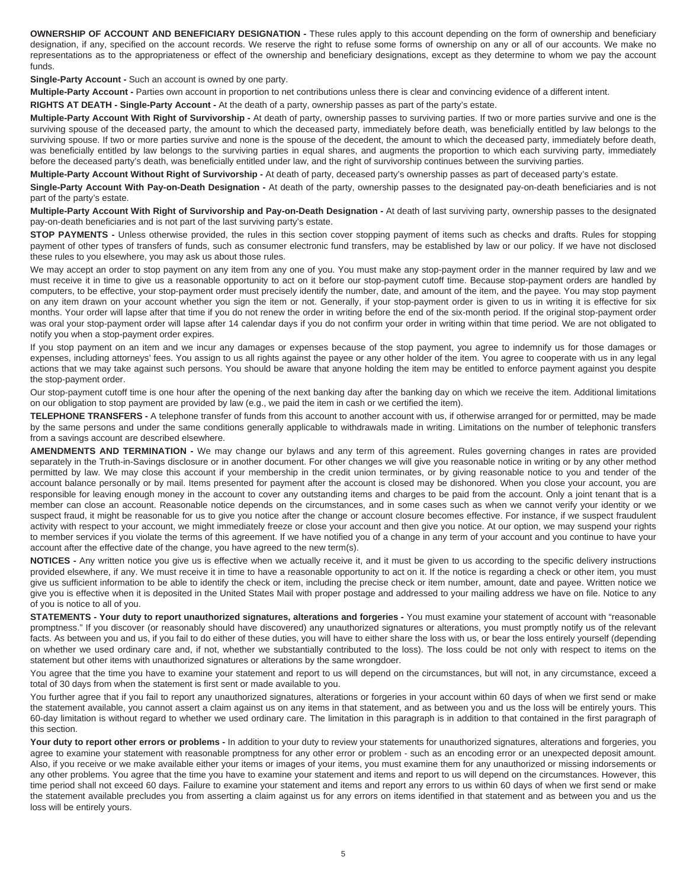**OWNERSHIP OF ACCOUNT AND BENEFICIARY DESIGNATION -** These rules apply to this account depending on the form of ownership and beneficiary designation, if any, specified on the account records. We reserve the right to refuse some forms of ownership on any or all of our accounts. We make no representations as to the appropriateness or effect of the ownership and beneficiary designations, except as they determine to whom we pay the account funds.

**Single-Party Account -** Such an account is owned by one party.

**Multiple-Party Account -** Parties own account in proportion to net contributions unless there is clear and convincing evidence of a different intent.

**RIGHTS AT DEATH - Single-Party Account -** At the death of a party, ownership passes as part of the party's estate.

**Multiple-Party Account With Right of Survivorship -** At death of party, ownership passes to surviving parties. If two or more parties survive and one is the surviving spouse of the deceased party, the amount to which the deceased party, immediately before death, was beneficially entitled by law belongs to the surviving spouse. If two or more parties survive and none is the spouse of the decedent, the amount to which the deceased party, immediately before death, was beneficially entitled by law belongs to the surviving parties in equal shares, and augments the proportion to which each surviving party, immediately before the deceased party's death, was beneficially entitled under law, and the right of survivorship continues between the surviving parties.

**Multiple-Party Account Without Right of Survivorship -** At death of party, deceased party's ownership passes as part of deceased party's estate.

**Single-Party Account With Pay-on-Death Designation -** At death of the party, ownership passes to the designated pay-on-death beneficiaries and is not part of the party's estate.

**Multiple-Party Account With Right of Survivorship and Pay-on-Death Designation -** At death of last surviving party, ownership passes to the designated pay-on-death beneficiaries and is not part of the last surviving party's estate.

**STOP PAYMENTS -** Unless otherwise provided, the rules in this section cover stopping payment of items such as checks and drafts. Rules for stopping payment of other types of transfers of funds, such as consumer electronic fund transfers, may be established by law or our policy. If we have not disclosed these rules to you elsewhere, you may ask us about those rules.

We may accept an order to stop payment on any item from any one of you. You must make any stop-payment order in the manner required by law and we must receive it in time to give us a reasonable opportunity to act on it before our stop-payment cutoff time. Because stop-payment orders are handled by computers, to be effective, your stop-payment order must precisely identify the number, date, and amount of the item, and the payee. You may stop payment on any item drawn on your account whether you sign the item or not. Generally, if your stop-payment order is given to us in writing it is effective for six months. Your order will lapse after that time if you do not renew the order in writing before the end of the six-month period. If the original stop-payment order was oral your stop-payment order will lapse after 14 calendar days if you do not confirm your order in writing within that time period. We are not obligated to notify you when a stop-payment order expires.

If you stop payment on an item and we incur any damages or expenses because of the stop payment, you agree to indemnify us for those damages or expenses, including attorneys' fees. You assign to us all rights against the payee or any other holder of the item. You agree to cooperate with us in any legal actions that we may take against such persons. You should be aware that anyone holding the item may be entitled to enforce payment against you despite the stop-payment order.

Our stop-payment cutoff time is one hour after the opening of the next banking day after the banking day on which we receive the item. Additional limitations on our obligation to stop payment are provided by law (e.g., we paid the item in cash or we certified the item).

**TELEPHONE TRANSFERS -** A telephone transfer of funds from this account to another account with us, if otherwise arranged for or permitted, may be made by the same persons and under the same conditions generally applicable to withdrawals made in writing. Limitations on the number of telephonic transfers from a savings account are described elsewhere.

**AMENDMENTS AND TERMINATION -** We may change our bylaws and any term of this agreement. Rules governing changes in rates are provided separately in the Truth-in-Savings disclosure or in another document. For other changes we will give you reasonable notice in writing or by any other method permitted by law. We may close this account if your membership in the credit union terminates, or by giving reasonable notice to you and tender of the account balance personally or by mail. Items presented for payment after the account is closed may be dishonored. When you close your account, you are responsible for leaving enough money in the account to cover any outstanding items and charges to be paid from the account. Only a joint tenant that is a member can close an account. Reasonable notice depends on the circumstances, and in some cases such as when we cannot verify your identity or we suspect fraud, it might be reasonable for us to give you notice after the change or account closure becomes effective. For instance, if we suspect fraudulent activity with respect to your account, we might immediately freeze or close your account and then give you notice. At our option, we may suspend your rights to member services if you violate the terms of this agreement. If we have notified you of a change in any term of your account and you continue to have your account after the effective date of the change, you have agreed to the new term(s).

**NOTICES -** Any written notice you give us is effective when we actually receive it, and it must be given to us according to the specific delivery instructions provided elsewhere, if any. We must receive it in time to have a reasonable opportunity to act on it. If the notice is regarding a check or other item, you must give us sufficient information to be able to identify the check or item, including the precise check or item number, amount, date and payee. Written notice we give you is effective when it is deposited in the United States Mail with proper postage and addressed to your mailing address we have on file. Notice to any of you is notice to all of you.

**STATEMENTS - Your duty to report unauthorized signatures, alterations and forgeries -** You must examine your statement of account with "reasonable promptness." If you discover (or reasonably should have discovered) any unauthorized signatures or alterations, you must promptly notify us of the relevant facts. As between you and us, if you fail to do either of these duties, you will have to either share the loss with us, or bear the loss entirely yourself (depending on whether we used ordinary care and, if not, whether we substantially contributed to the loss). The loss could be not only with respect to items on the statement but other items with unauthorized signatures or alterations by the same wrongdoer.

You agree that the time you have to examine your statement and report to us will depend on the circumstances, but will not, in any circumstance, exceed a total of 30 days from when the statement is first sent or made available to you.

You further agree that if you fail to report any unauthorized signatures, alterations or forgeries in your account within 60 days of when we first send or make the statement available, you cannot assert a claim against us on any items in that statement, and as between you and us the loss will be entirely yours. This 60-day limitation is without regard to whether we used ordinary care. The limitation in this paragraph is in addition to that contained in the first paragraph of this section.

**Your duty to report other errors or problems -** In addition to your duty to review your statements for unauthorized signatures, alterations and forgeries, you agree to examine your statement with reasonable promptness for any other error or problem - such as an encoding error or an unexpected deposit amount. Also, if you receive or we make available either your items or images of your items, you must examine them for any unauthorized or missing indorsements or any other problems. You agree that the time you have to examine your statement and items and report to us will depend on the circumstances. However, this time period shall not exceed 60 days. Failure to examine your statement and items and report any errors to us within 60 days of when we first send or make the statement available precludes you from asserting a claim against us for any errors on items identified in that statement and as between you and us the loss will be entirely yours.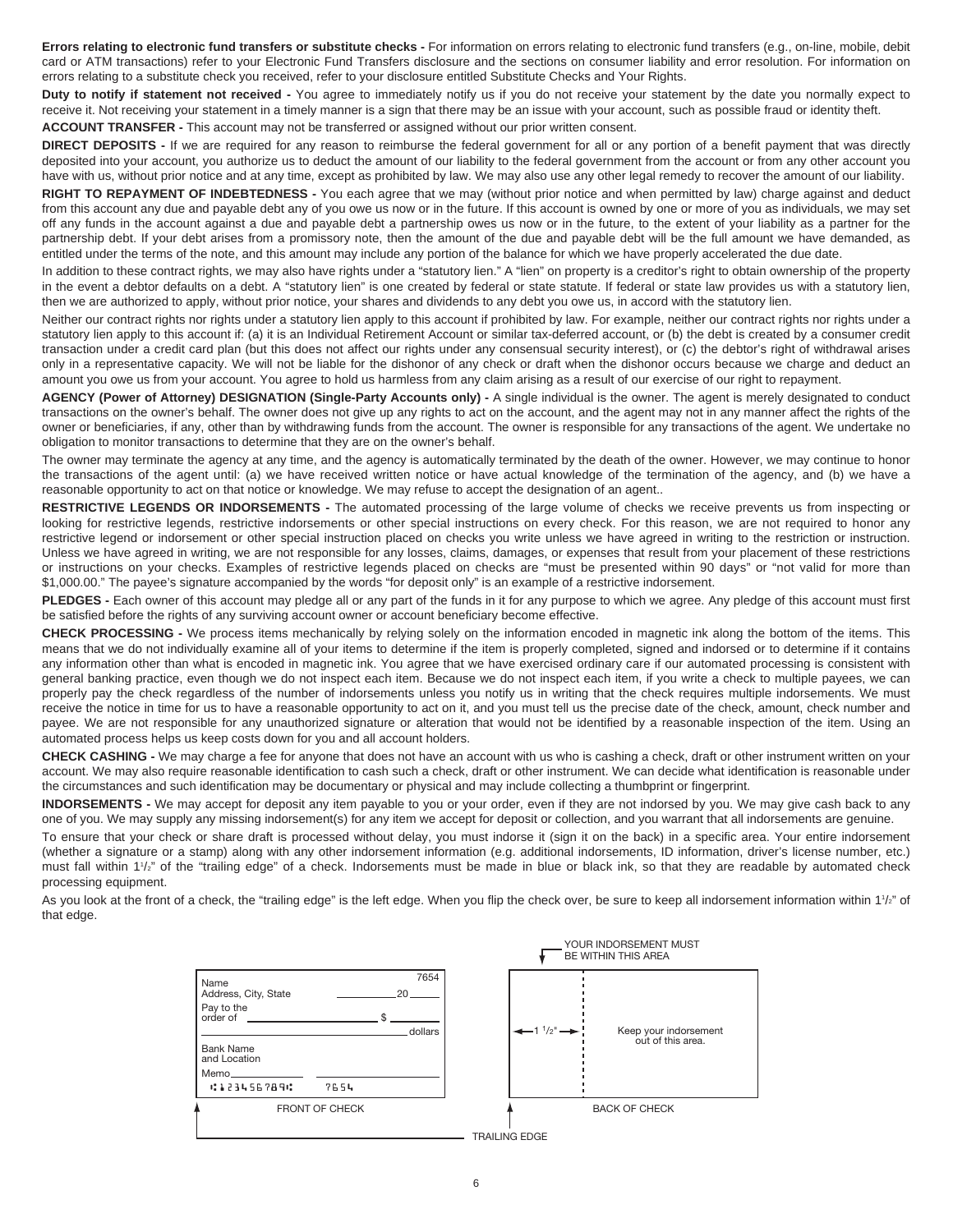**Errors relating to electronic fund transfers or substitute checks -** For information on errors relating to electronic fund transfers (e.g., on-line, mobile, debit card or ATM transactions) refer to your Electronic Fund Transfers disclosure and the sections on consumer liability and error resolution. For information on errors relating to a substitute check you received, refer to your disclosure entitled Substitute Checks and Your Rights.

**Duty to notify if statement not received -** You agree to immediately notify us if you do not receive your statement by the date you normally expect to receive it. Not receiving your statement in a timely manner is a sign that there may be an issue with your account, such as possible fraud or identity theft.

**ACCOUNT TRANSFER -** This account may not be transferred or assigned without our prior written consent.

**DIRECT DEPOSITS -** If we are required for any reason to reimburse the federal government for all or any portion of a benefit payment that was directly deposited into your account, you authorize us to deduct the amount of our liability to the federal government from the account or from any other account you have with us, without prior notice and at any time, except as prohibited by law. We may also use any other legal remedy to recover the amount of our liability.

**RIGHT TO REPAYMENT OF INDEBTEDNESS -** You each agree that we may (without prior notice and when permitted by law) charge against and deduct from this account any due and payable debt any of you owe us now or in the future. If this account is owned by one or more of you as individuals, we may set off any funds in the account against a due and payable debt a partnership owes us now or in the future, to the extent of your liability as a partner for the partnership debt. If your debt arises from a promissory note, then the amount of the due and payable debt will be the full amount we have demanded, as entitled under the terms of the note, and this amount may include any portion of the balance for which we have properly accelerated the due date.

In addition to these contract rights, we may also have rights under a "statutory lien." A "lien" on property is a creditor's right to obtain ownership of the property in the event a debtor defaults on a debt. A "statutory lien" is one created by federal or state statute. If federal or state law provides us with a statutory lien, then we are authorized to apply, without prior notice, your shares and dividends to any debt you owe us, in accord with the statutory lien.

Neither our contract rights nor rights under a statutory lien apply to this account if prohibited by law. For example, neither our contract rights nor rights under a statutory lien apply to this account if: (a) it is an Individual Retirement Account or similar tax-deferred account, or (b) the debt is created by a consumer credit transaction under a credit card plan (but this does not affect our rights under any consensual security interest), or (c) the debtor's right of withdrawal arises only in a representative capacity. We will not be liable for the dishonor of any check or draft when the dishonor occurs because we charge and deduct an amount you owe us from your account. You agree to hold us harmless from any claim arising as a result of our exercise of our right to repayment.

**AGENCY (Power of Attorney) DESIGNATION (Single-Party Accounts only) -** A single individual is the owner. The agent is merely designated to conduct transactions on the owner's behalf. The owner does not give up any rights to act on the account, and the agent may not in any manner affect the rights of the owner or beneficiaries, if any, other than by withdrawing funds from the account. The owner is responsible for any transactions of the agent. We undertake no obligation to monitor transactions to determine that they are on the owner's behalf.

The owner may terminate the agency at any time, and the agency is automatically terminated by the death of the owner. However, we may continue to honor the transactions of the agent until: (a) we have received written notice or have actual knowledge of the termination of the agency, and (b) we have a reasonable opportunity to act on that notice or knowledge. We may refuse to accept the designation of an agent..

**RESTRICTIVE LEGENDS OR INDORSEMENTS -** The automated processing of the large volume of checks we receive prevents us from inspecting or looking for restrictive legends, restrictive indorsements or other special instructions on every check. For this reason, we are not required to honor any restrictive legend or indorsement or other special instruction placed on checks you write unless we have agreed in writing to the restriction or instruction. Unless we have agreed in writing, we are not responsible for any losses, claims, damages, or expenses that result from your placement of these restrictions or instructions on your checks. Examples of restrictive legends placed on checks are "must be presented within 90 days" or "not valid for more than $1,000.00." The payee's signature accompanied by the words "for deposit only" is an example of a restrictive indorsement.

**PLEDGES -** Each owner of this account may pledge all or any part of the funds in it for any purpose to which we agree. Any pledge of this account must first be satisfied before the rights of any surviving account owner or account beneficiary become effective.

**CHECK PROCESSING -** We process items mechanically by relying solely on the information encoded in magnetic ink along the bottom of the items. This means that we do not individually examine all of your items to determine if the item is properly completed, signed and indorsed or to determine if it contains any information other than what is encoded in magnetic ink. You agree that we have exercised ordinary care if our automated processing is consistent with general banking practice, even though we do not inspect each item. Because we do not inspect each item, if you write a check to multiple payees, we can properly pay the check regardless of the number of indorsements unless you notify us in writing that the check requires multiple indorsements. We must receive the notice in time for us to have a reasonable opportunity to act on it, and you must tell us the precise date of the check, amount, check number and payee. We are not responsible for any unauthorized signature or alteration that would not be identified by a reasonable inspection of the item. Using an automated process helps us keep costs down for you and all account holders.

**CHECK CASHING -** We may charge a fee for anyone that does not have an account with us who is cashing a check, draft or other instrument written on your account. We may also require reasonable identification to cash such a check, draft or other instrument. We can decide what identification is reasonable under the circumstances and such identification may be documentary or physical and may include collecting a thumbprint or fingerprint.

**INDORSEMENTS -** We may accept for deposit any item payable to you or your order, even if they are not indorsed by you. We may give cash back to any one of you. We may supply any missing indorsement(s) for any item we accept for deposit or collection, and you warrant that all indorsements are genuine.

To ensure that your check or share draft is processed without delay, you must indorse it (sign it on the back) in a specific area. Your entire indorsement (whether a signature or a stamp) along with any other indorsement information (e.g. additional indorsements, ID information, driver's license number, etc.) must fall within 1½" of the "trailing edge" of a check. Indorsements must be made in blue or black ink, so that they are readable by automated check processing equipment.

As you look at the front of a check, the "trailing edge" is the left edge. When you flip the check over, be sure to keep all indorsement information within 1½" of that edge.

FRONT OF CHECK: Name / Address, City, State / 7654 / 20___ / Pay to the order of ___ $ ___ / ___ dollars / Bank Name and Location / Memo___ / ⑆123456789⑆ 7654

BACK OF CHECK: YOUR INDORSEMENT MUST BE WITHIN THIS AREA / ← 1 ½" → / Keep your indorsement out of this area.

TRAILING EDGE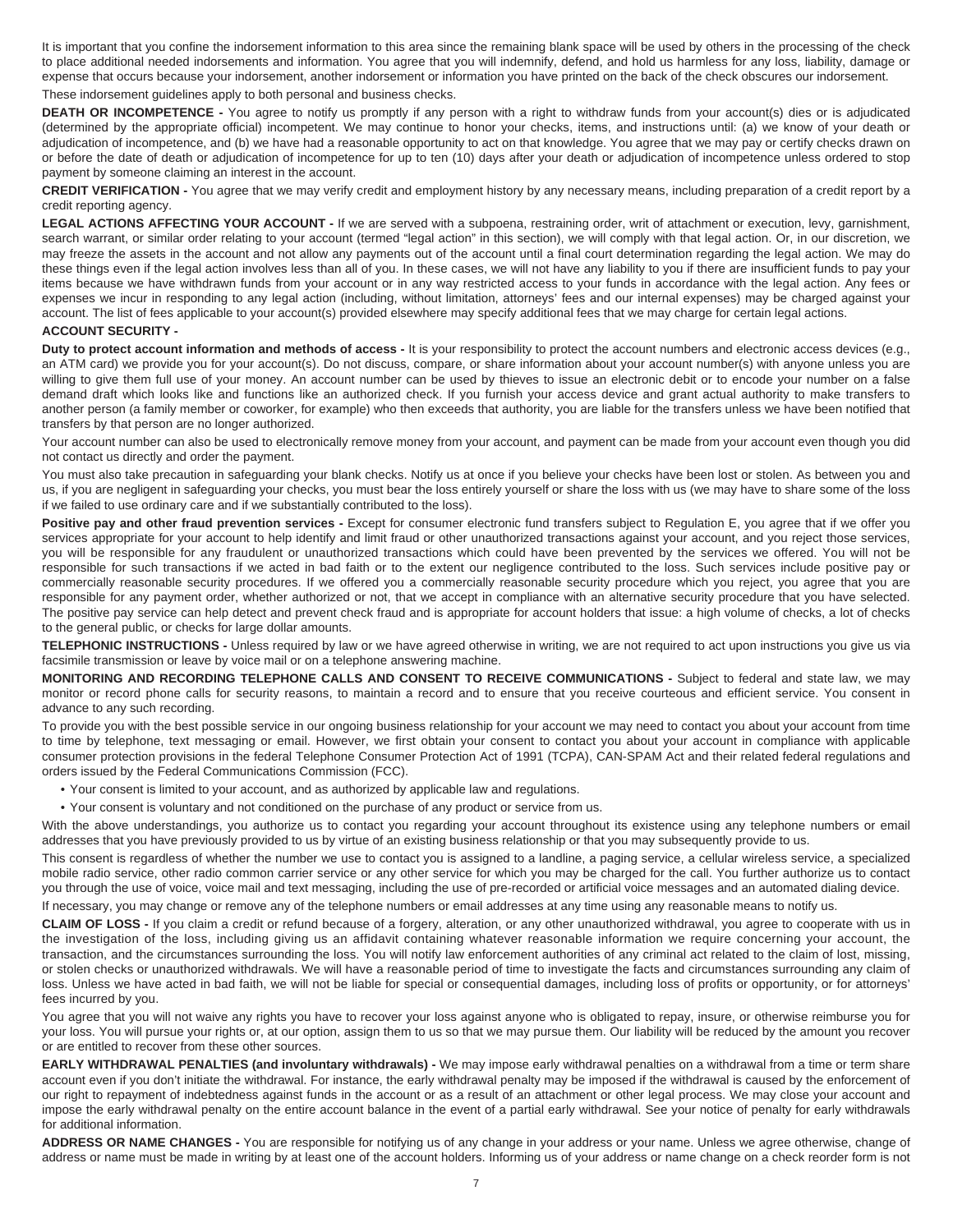It is important that you confine the indorsement information to this area since the remaining blank space will be used by others in the processing of the check to place additional needed indorsements and information. You agree that you will indemnify, defend, and hold us harmless for any loss, liability, damage or expense that occurs because your indorsement, another indorsement or information you have printed on the back of the check obscures our indorsement.

These indorsement guidelines apply to both personal and business checks.

**DEATH OR INCOMPETENCE -** You agree to notify us promptly if any person with a right to withdraw funds from your account(s) dies or is adjudicated (determined by the appropriate official) incompetent. We may continue to honor your checks, items, and instructions until: (a) we know of your death or adjudication of incompetence, and (b) we have had a reasonable opportunity to act on that knowledge. You agree that we may pay or certify checks drawn on or before the date of death or adjudication of incompetence for up to ten (10) days after your death or adjudication of incompetence unless ordered to stop payment by someone claiming an interest in the account.

**CREDIT VERIFICATION -** You agree that we may verify credit and employment history by any necessary means, including preparation of a credit report by a credit reporting agency.

**LEGAL ACTIONS AFFECTING YOUR ACCOUNT -** If we are served with a subpoena, restraining order, writ of attachment or execution, levy, garnishment, search warrant, or similar order relating to your account (termed "legal action" in this section), we will comply with that legal action. Or, in our discretion, we may freeze the assets in the account and not allow any payments out of the account until a final court determination regarding the legal action. We may do these things even if the legal action involves less than all of you. In these cases, we will not have any liability to you if there are insufficient funds to pay your items because we have withdrawn funds from your account or in any way restricted access to your funds in accordance with the legal action. Any fees or expenses we incur in responding to any legal action (including, without limitation, attorneys' fees and our internal expenses) may be charged against your account. The list of fees applicable to your account(s) provided elsewhere may specify additional fees that we may charge for certain legal actions.

**ACCOUNT SECURITY -**

**Duty to protect account information and methods of access -** It is your responsibility to protect the account numbers and electronic access devices (e.g., an ATM card) we provide you for your account(s). Do not discuss, compare, or share information about your account number(s) with anyone unless you are willing to give them full use of your money. An account number can be used by thieves to issue an electronic debit or to encode your number on a false demand draft which looks like and functions like an authorized check. If you furnish your access device and grant actual authority to make transfers to another person (a family member or coworker, for example) who then exceeds that authority, you are liable for the transfers unless we have been notified that transfers by that person are no longer authorized.

Your account number can also be used to electronically remove money from your account, and payment can be made from your account even though you did not contact us directly and order the payment.

You must also take precaution in safeguarding your blank checks. Notify us at once if you believe your checks have been lost or stolen. As between you and us, if you are negligent in safeguarding your checks, you must bear the loss entirely yourself or share the loss with us (we may have to share some of the loss if we failed to use ordinary care and if we substantially contributed to the loss).

**Positive pay and other fraud prevention services -** Except for consumer electronic fund transfers subject to Regulation E, you agree that if we offer you services appropriate for your account to help identify and limit fraud or other unauthorized transactions against your account, and you reject those services, you will be responsible for any fraudulent or unauthorized transactions which could have been prevented by the services we offered. You will not be responsible for such transactions if we acted in bad faith or to the extent our negligence contributed to the loss. Such services include positive pay or commercially reasonable security procedures. If we offered you a commercially reasonable security procedure which you reject, you agree that you are responsible for any payment order, whether authorized or not, that we accept in compliance with an alternative security procedure that you have selected. The positive pay service can help detect and prevent check fraud and is appropriate for account holders that issue: a high volume of checks, a lot of checks to the general public, or checks for large dollar amounts.

**TELEPHONIC INSTRUCTIONS -** Unless required by law or we have agreed otherwise in writing, we are not required to act upon instructions you give us via facsimile transmission or leave by voice mail or on a telephone answering machine.

**MONITORING AND RECORDING TELEPHONE CALLS AND CONSENT TO RECEIVE COMMUNICATIONS -** Subject to federal and state law, we may monitor or record phone calls for security reasons, to maintain a record and to ensure that you receive courteous and efficient service. You consent in advance to any such recording.

To provide you with the best possible service in our ongoing business relationship for your account we may need to contact you about your account from time to time by telephone, text messaging or email. However, we first obtain your consent to contact you about your account in compliance with applicable consumer protection provisions in the federal Telephone Consumer Protection Act of 1991 (TCPA), CAN-SPAM Act and their related federal regulations and orders issued by the Federal Communications Commission (FCC).

- Your consent is limited to your account, and as authorized by applicable law and regulations.
- Your consent is voluntary and not conditioned on the purchase of any product or service from us.

With the above understandings, you authorize us to contact you regarding your account throughout its existence using any telephone numbers or email addresses that you have previously provided to us by virtue of an existing business relationship or that you may subsequently provide to us.

This consent is regardless of whether the number we use to contact you is assigned to a landline, a paging service, a cellular wireless service, a specialized mobile radio service, other radio common carrier service or any other service for which you may be charged for the call. You further authorize us to contact you through the use of voice, voice mail and text messaging, including the use of pre-recorded or artificial voice messages and an automated dialing device.

If necessary, you may change or remove any of the telephone numbers or email addresses at any time using any reasonable means to notify us.

**CLAIM OF LOSS -** If you claim a credit or refund because of a forgery, alteration, or any other unauthorized withdrawal, you agree to cooperate with us in the investigation of the loss, including giving us an affidavit containing whatever reasonable information we require concerning your account, the transaction, and the circumstances surrounding the loss. You will notify law enforcement authorities of any criminal act related to the claim of lost, missing, or stolen checks or unauthorized withdrawals. We will have a reasonable period of time to investigate the facts and circumstances surrounding any claim of loss. Unless we have acted in bad faith, we will not be liable for special or consequential damages, including loss of profits or opportunity, or for attorneys' fees incurred by you.

You agree that you will not waive any rights you have to recover your loss against anyone who is obligated to repay, insure, or otherwise reimburse you for your loss. You will pursue your rights or, at our option, assign them to us so that we may pursue them. Our liability will be reduced by the amount you recover or are entitled to recover from these other sources.

**EARLY WITHDRAWAL PENALTIES (and involuntary withdrawals) -** We may impose early withdrawal penalties on a withdrawal from a time or term share account even if you don't initiate the withdrawal. For instance, the early withdrawal penalty may be imposed if the withdrawal is caused by the enforcement of our right to repayment of indebtedness against funds in the account or as a result of an attachment or other legal process. We may close your account and impose the early withdrawal penalty on the entire account balance in the event of a partial early withdrawal. See your notice of penalty for early withdrawals for additional information.

**ADDRESS OR NAME CHANGES -** You are responsible for notifying us of any change in your address or your name. Unless we agree otherwise, change of address or name must be made in writing by at least one of the account holders. Informing us of your address or name change on a check reorder form is not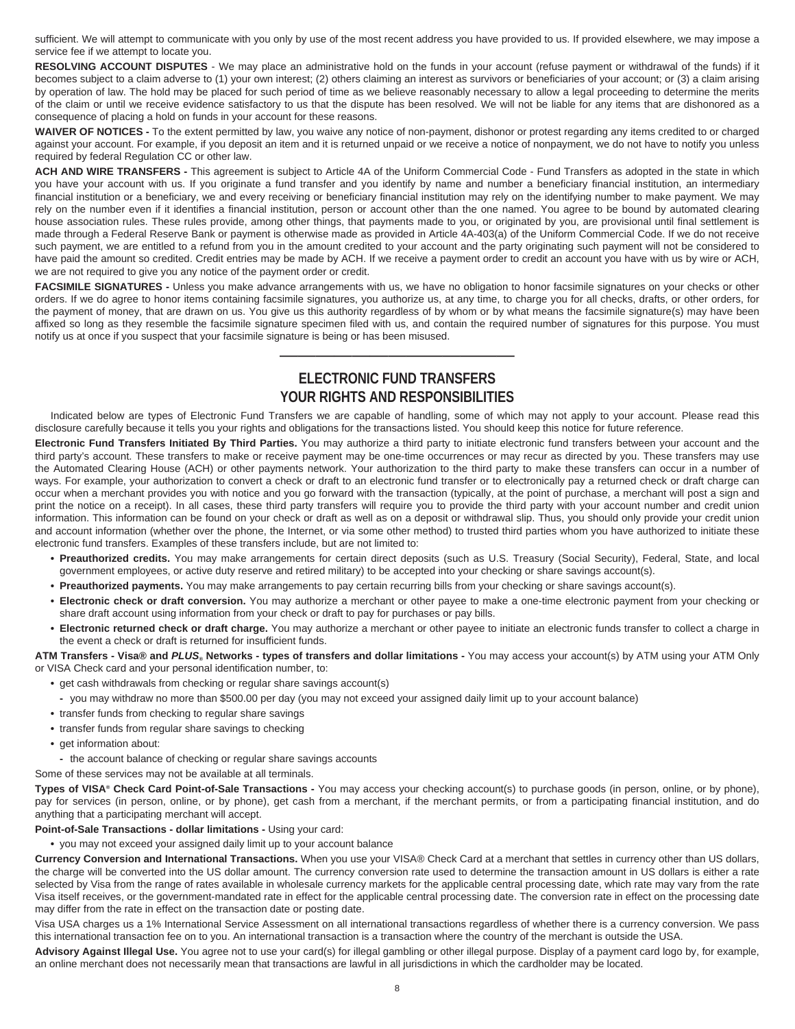sufficient. We will attempt to communicate with you only by use of the most recent address you have provided to us. If provided elsewhere, we may impose a service fee if we attempt to locate you.

**RESOLVING ACCOUNT DISPUTES** - We may place an administrative hold on the funds in your account (refuse payment or withdrawal of the funds) if it becomes subject to a claim adverse to (1) your own interest; (2) others claiming an interest as survivors or beneficiaries of your account; or (3) a claim arising by operation of law. The hold may be placed for such period of time as we believe reasonably necessary to allow a legal proceeding to determine the merits of the claim or until we receive evidence satisfactory to us that the dispute has been resolved. We will not be liable for any items that are dishonored as a consequence of placing a hold on funds in your account for these reasons.

**WAIVER OF NOTICES -** To the extent permitted by law, you waive any notice of non-payment, dishonor or protest regarding any items credited to or charged against your account. For example, if you deposit an item and it is returned unpaid or we receive a notice of nonpayment, we do not have to notify you unless required by federal Regulation CC or other law.

**ACH AND WIRE TRANSFERS -** This agreement is subject to Article 4A of the Uniform Commercial Code - Fund Transfers as adopted in the state in which you have your account with us. If you originate a fund transfer and you identify by name and number a beneficiary financial institution, an intermediary financial institution or a beneficiary, we and every receiving or beneficiary financial institution may rely on the identifying number to make payment. We may rely on the number even if it identifies a financial institution, person or account other than the one named. You agree to be bound by automated clearing house association rules. These rules provide, among other things, that payments made to you, or originated by you, are provisional until final settlement is made through a Federal Reserve Bank or payment is otherwise made as provided in Article 4A-403(a) of the Uniform Commercial Code. If we do not receive such payment, we are entitled to a refund from you in the amount credited to your account and the party originating such payment will not be considered to have paid the amount so credited. Credit entries may be made by ACH. If we receive a payment order to credit an account you have with us by wire or ACH, we are not required to give you any notice of the payment order or credit.

**FACSIMILE SIGNATURES -** Unless you make advance arrangements with us, we have no obligation to honor facsimile signatures on your checks or other orders. If we do agree to honor items containing facsimile signatures, you authorize us, at any time, to charge you for all checks, drafts, or other orders, for the payment of money, that are drawn on us. You give us this authority regardless of by whom or by what means the facsimile signature(s) may have been affixed so long as they resemble the facsimile signature specimen filed with us, and contain the required number of signatures for this purpose. You must notify us at once if you suspect that your facsimile signature is being or has been misused.

---

## ELECTRONIC FUND TRANSFERS
## YOUR RIGHTS AND RESPONSIBILITIES

Indicated below are types of Electronic Fund Transfers we are capable of handling, some of which may not apply to your account. Please read this disclosure carefully because it tells you your rights and obligations for the transactions listed. You should keep this notice for future reference.

**Electronic Fund Transfers Initiated By Third Parties.** You may authorize a third party to initiate electronic fund transfers between your account and the third party's account. These transfers to make or receive payment may be one-time occurrences or may recur as directed by you. These transfers may use the Automated Clearing House (ACH) or other payments network. Your authorization to the third party to make these transfers can occur in a number of ways. For example, your authorization to convert a check or draft to an electronic fund transfer or to electronically pay a returned check or draft charge can occur when a merchant provides you with notice and you go forward with the transaction (typically, at the point of purchase, a merchant will post a sign and print the notice on a receipt). In all cases, these third party transfers will require you to provide the third party with your account number and credit union information. This information can be found on your check or draft as well as on a deposit or withdrawal slip. Thus, you should only provide your credit union and account information (whether over the phone, the Internet, or via some other method) to trusted third parties whom you have authorized to initiate these electronic fund transfers. Examples of these transfers include, but are not limited to:

- **Preauthorized credits.** You may make arrangements for certain direct deposits (such as U.S. Treasury (Social Security), Federal, State, and local government employees, or active duty reserve and retired military) to be accepted into your checking or share savings account(s).
- **Preauthorized payments.** You may make arrangements to pay certain recurring bills from your checking or share savings account(s).
- **Electronic check or draft conversion.** You may authorize a merchant or other payee to make a one-time electronic payment from your checking or share draft account using information from your check or draft to pay for purchases or pay bills.
- **Electronic returned check or draft charge.** You may authorize a merchant or other payee to initiate an electronic funds transfer to collect a charge in the event a check or draft is returned for insufficient funds.

**ATM Transfers - Visa® and *PLUS*® Networks - types of transfers and dollar limitations -** You may access your account(s) by ATM using your ATM Only or VISA Check card and your personal identification number, to:

- get cash withdrawals from checking or regular share savings account(s)
  - you may withdraw no more than $500.00 per day (you may not exceed your assigned daily limit up to your account balance)
- transfer funds from checking to regular share savings
- transfer funds from regular share savings to checking
- get information about:
  - the account balance of checking or regular share savings accounts

Some of these services may not be available at all terminals.

**Types of VISA® Check Card Point-of-Sale Transactions -** You may access your checking account(s) to purchase goods (in person, online, or by phone), pay for services (in person, online, or by phone), get cash from a merchant, if the merchant permits, or from a participating financial institution, and do anything that a participating merchant will accept.

**Point-of-Sale Transactions - dollar limitations -** Using your card:

- you may not exceed your assigned daily limit up to your account balance

**Currency Conversion and International Transactions.** When you use your VISA® Check Card at a merchant that settles in currency other than US dollars, the charge will be converted into the US dollar amount. The currency conversion rate used to determine the transaction amount in US dollars is either a rate selected by Visa from the range of rates available in wholesale currency markets for the applicable central processing date, which rate may vary from the rate Visa itself receives, or the government-mandated rate in effect for the applicable central processing date. The conversion rate in effect on the processing date may differ from the rate in effect on the transaction date or posting date.

Visa USA charges us a 1% International Service Assessment on all international transactions regardless of whether there is a currency conversion. We pass this international transaction fee on to you. An international transaction is a transaction where the country of the merchant is outside the USA.

**Advisory Against Illegal Use.** You agree not to use your card(s) for illegal gambling or other illegal purpose. Display of a payment card logo by, for example, an online merchant does not necessarily mean that transactions are lawful in all jurisdictions in which the cardholder may be located.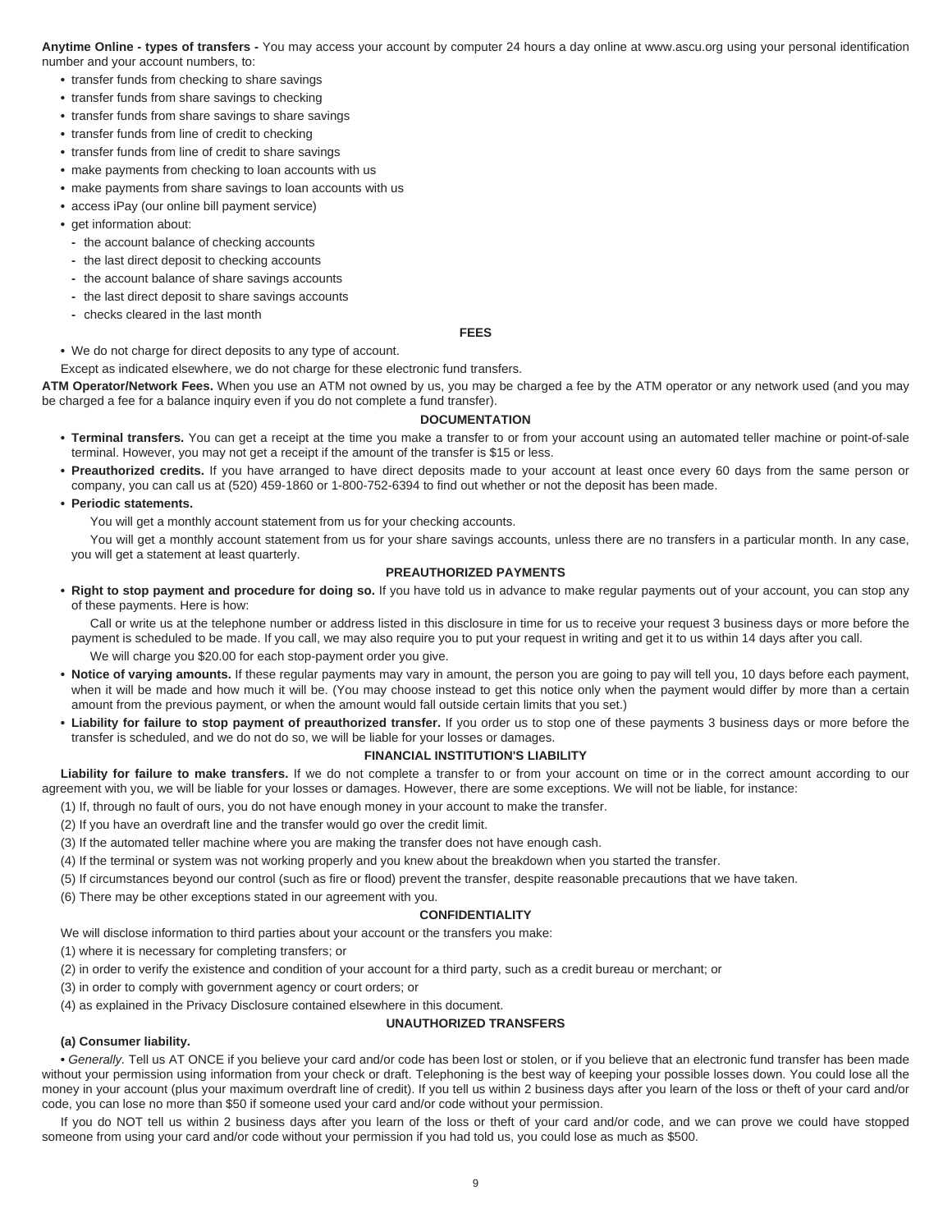**Anytime Online - types of transfers -** You may access your account by computer 24 hours a day online at www.ascu.org using your personal identification number and your account numbers, to:

- transfer funds from checking to share savings
- transfer funds from share savings to checking
- transfer funds from share savings to share savings
- transfer funds from line of credit to checking
- transfer funds from line of credit to share savings
- make payments from checking to loan accounts with us
- make payments from share savings to loan accounts with us
- access iPay (our online bill payment service)
- get information about:
  - the account balance of checking accounts
  - the last direct deposit to checking accounts
  - the account balance of share savings accounts
  - the last direct deposit to share savings accounts
  - checks cleared in the last month

### FEES

- We do not charge for direct deposits to any type of account.

Except as indicated elsewhere, we do not charge for these electronic fund transfers.

**ATM Operator/Network Fees.** When you use an ATM not owned by us, you may be charged a fee by the ATM operator or any network used (and you may be charged a fee for a balance inquiry even if you do not complete a fund transfer).

### DOCUMENTATION

- **Terminal transfers.** You can get a receipt at the time you make a transfer to or from your account using an automated teller machine or point-of-sale terminal. However, you may not get a receipt if the amount of the transfer is $15 or less.
- **Preauthorized credits.** If you have arranged to have direct deposits made to your account at least once every 60 days from the same person or company, you can call us at (520) 459-1860 or 1-800-752-6394 to find out whether or not the deposit has been made.
- **Periodic statements.**

  You will get a monthly account statement from us for your checking accounts.

  You will get a monthly account statement from us for your share savings accounts, unless there are no transfers in a particular month. In any case, you will get a statement at least quarterly.

### PREAUTHORIZED PAYMENTS

- **Right to stop payment and procedure for doing so.** If you have told us in advance to make regular payments out of your account, you can stop any of these payments. Here is how:

  Call or write us at the telephone number or address listed in this disclosure in time for us to receive your request 3 business days or more before the payment is scheduled to be made. If you call, we may also require you to put your request in writing and get it to us within 14 days after you call.

  We will charge you $20.00 for each stop-payment order you give.
- **Notice of varying amounts.** If these regular payments may vary in amount, the person you are going to pay will tell you, 10 days before each payment, when it will be made and how much it will be. (You may choose instead to get this notice only when the payment would differ by more than a certain amount from the previous payment, or when the amount would fall outside certain limits that you set.)
- **Liability for failure to stop payment of preauthorized transfer.** If you order us to stop one of these payments 3 business days or more before the transfer is scheduled, and we do not do so, we will be liable for your losses or damages.

### FINANCIAL INSTITUTION'S LIABILITY

**Liability for failure to make transfers.** If we do not complete a transfer to or from your account on time or in the correct amount according to our agreement with you, we will be liable for your losses or damages. However, there are some exceptions. We will not be liable, for instance:

(1) If, through no fault of ours, you do not have enough money in your account to make the transfer.

(2) If you have an overdraft line and the transfer would go over the credit limit.

(3) If the automated teller machine where you are making the transfer does not have enough cash.

(4) If the terminal or system was not working properly and you knew about the breakdown when you started the transfer.

(5) If circumstances beyond our control (such as fire or flood) prevent the transfer, despite reasonable precautions that we have taken.

(6) There may be other exceptions stated in our agreement with you.

### CONFIDENTIALITY

We will disclose information to third parties about your account or the transfers you make:

(1) where it is necessary for completing transfers; or

(2) in order to verify the existence and condition of your account for a third party, such as a credit bureau or merchant; or

(3) in order to comply with government agency or court orders; or

(4) as explained in the Privacy Disclosure contained elsewhere in this document.

### UNAUTHORIZED TRANSFERS

**(a) Consumer liability.**

• *Generally.* Tell us AT ONCE if you believe your card and/or code has been lost or stolen, or if you believe that an electronic fund transfer has been made without your permission using information from your check or draft. Telephoning is the best way of keeping your possible losses down. You could lose all the money in your account (plus your maximum overdraft line of credit). If you tell us within 2 business days after you learn of the loss or theft of your card and/or code, you can lose no more than $50 if someone used your card and/or code without your permission.

If you do NOT tell us within 2 business days after you learn of the loss or theft of your card and/or code, and we can prove we could have stopped someone from using your card and/or code without your permission if you had told us, you could lose as much as $500.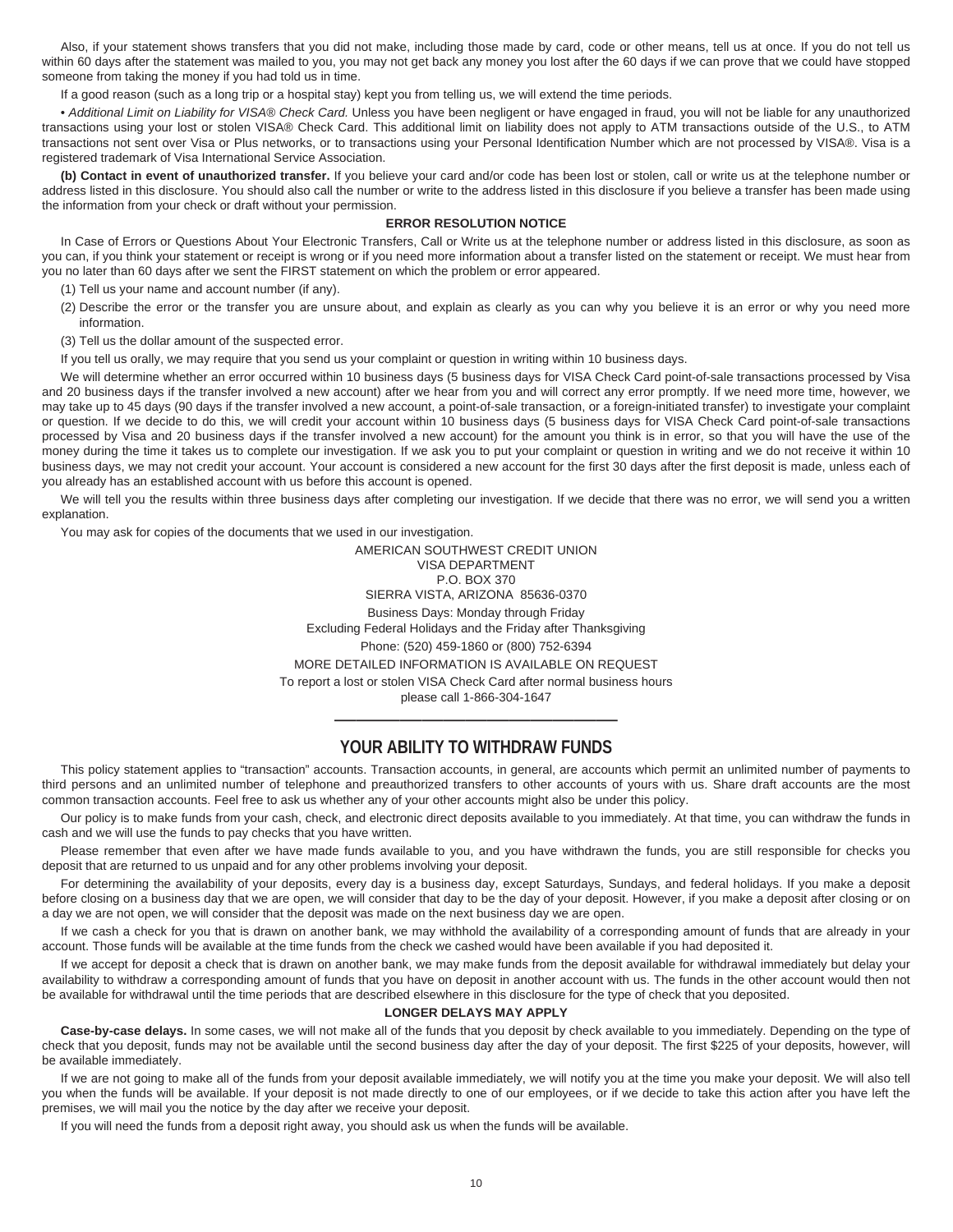Also, if your statement shows transfers that you did not make, including those made by card, code or other means, tell us at once. If you do not tell us within 60 days after the statement was mailed to you, you may not get back any money you lost after the 60 days if we can prove that we could have stopped someone from taking the money if you had told us in time.

If a good reason (such as a long trip or a hospital stay) kept you from telling us, we will extend the time periods.

• *Additional Limit on Liability for VISA® Check Card.* Unless you have been negligent or have engaged in fraud, you will not be liable for any unauthorized transactions using your lost or stolen VISA® Check Card. This additional limit on liability does not apply to ATM transactions outside of the U.S., to ATM transactions not sent over Visa or Plus networks, or to transactions using your Personal Identification Number which are not processed by VISA®. Visa is a registered trademark of Visa International Service Association.

**(b) Contact in event of unauthorized transfer.** If you believe your card and/or code has been lost or stolen, call or write us at the telephone number or address listed in this disclosure. You should also call the number or write to the address listed in this disclosure if you believe a transfer has been made using the information from your check or draft without your permission.

**ERROR RESOLUTION NOTICE**

In Case of Errors or Questions About Your Electronic Transfers, Call or Write us at the telephone number or address listed in this disclosure, as soon as you can, if you think your statement or receipt is wrong or if you need more information about a transfer listed on the statement or receipt. We must hear from you no later than 60 days after we sent the FIRST statement on which the problem or error appeared.

(1) Tell us your name and account number (if any).

(2) Describe the error or the transfer you are unsure about, and explain as clearly as you can why you believe it is an error or why you need more information.

(3) Tell us the dollar amount of the suspected error.

If you tell us orally, we may require that you send us your complaint or question in writing within 10 business days.

We will determine whether an error occurred within 10 business days (5 business days for VISA Check Card point-of-sale transactions processed by Visa and 20 business days if the transfer involved a new account) after we hear from you and will correct any error promptly. If we need more time, however, we may take up to 45 days (90 days if the transfer involved a new account, a point-of-sale transaction, or a foreign-initiated transfer) to investigate your complaint or question. If we decide to do this, we will credit your account within 10 business days (5 business days for VISA Check Card point-of-sale transactions processed by Visa and 20 business days if the transfer involved a new account) for the amount you think is in error, so that you will have the use of the money during the time it takes us to complete our investigation. If we ask you to put your complaint or question in writing and we do not receive it within 10 business days, we may not credit your account. Your account is considered a new account for the first 30 days after the first deposit is made, unless each of you already has an established account with us before this account is opened.

We will tell you the results within three business days after completing our investigation. If we decide that there was no error, we will send you a written explanation.

You may ask for copies of the documents that we used in our investigation.

AMERICAN SOUTHWEST CREDIT UNION
VISA DEPARTMENT
P.O. BOX 370
SIERRA VISTA, ARIZONA 85636-0370
Business Days: Monday through Friday
Excluding Federal Holidays and the Friday after Thanksgiving
Phone: (520) 459-1860 or (800) 752-6394
MORE DETAILED INFORMATION IS AVAILABLE ON REQUEST
To report a lost or stolen VISA Check Card after normal business hours
please call 1-866-304-1647

## YOUR ABILITY TO WITHDRAW FUNDS

This policy statement applies to "transaction" accounts. Transaction accounts, in general, are accounts which permit an unlimited number of payments to third persons and an unlimited number of telephone and preauthorized transfers to other accounts of yours with us. Share draft accounts are the most common transaction accounts. Feel free to ask us whether any of your other accounts might also be under this policy.

Our policy is to make funds from your cash, check, and electronic direct deposits available to you immediately. At that time, you can withdraw the funds in cash and we will use the funds to pay checks that you have written.

Please remember that even after we have made funds available to you, and you have withdrawn the funds, you are still responsible for checks you deposit that are returned to us unpaid and for any other problems involving your deposit.

For determining the availability of your deposits, every day is a business day, except Saturdays, Sundays, and federal holidays. If you make a deposit before closing on a business day that we are open, we will consider that day to be the day of your deposit. However, if you make a deposit after closing or on a day we are not open, we will consider that the deposit was made on the next business day we are open.

If we cash a check for you that is drawn on another bank, we may withhold the availability of a corresponding amount of funds that are already in your account. Those funds will be available at the time funds from the check we cashed would have been available if you had deposited it.

If we accept for deposit a check that is drawn on another bank, we may make funds from the deposit available for withdrawal immediately but delay your availability to withdraw a corresponding amount of funds that you have on deposit in another account with us. The funds in the other account would then not be available for withdrawal until the time periods that are described elsewhere in this disclosure for the type of check that you deposited.

**LONGER DELAYS MAY APPLY**

**Case-by-case delays.** In some cases, we will not make all of the funds that you deposit by check available to you immediately. Depending on the type of check that you deposit, funds may not be available until the second business day after the day of your deposit. The first $225 of your deposits, however, will be available immediately.

If we are not going to make all of the funds from your deposit available immediately, we will notify you at the time you make your deposit. We will also tell you when the funds will be available. If your deposit is not made directly to one of our employees, or if we decide to take this action after you have left the premises, we will mail you the notice by the day after we receive your deposit.

If you will need the funds from a deposit right away, you should ask us when the funds will be available.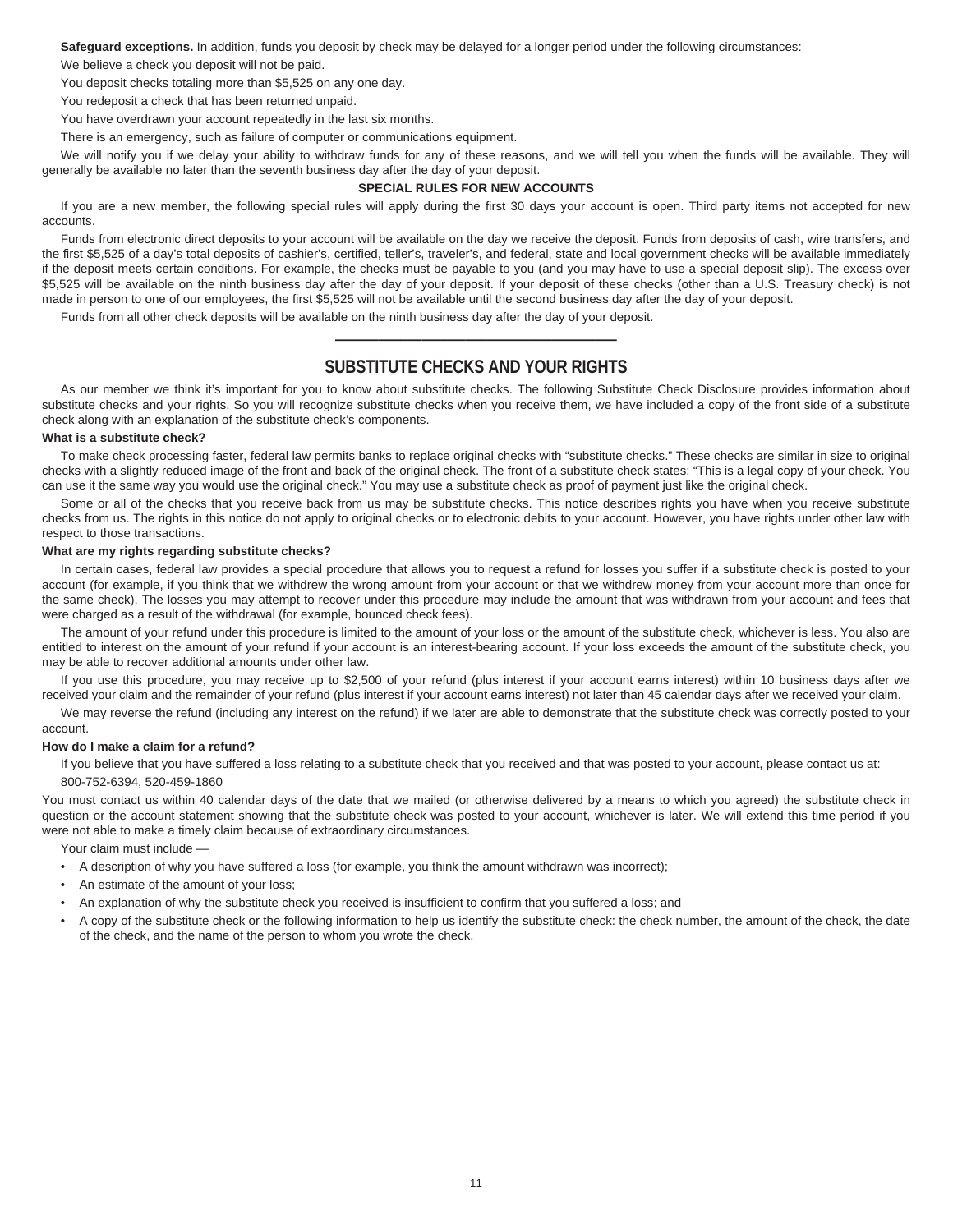**Safeguard exceptions.** In addition, funds you deposit by check may be delayed for a longer period under the following circumstances:

We believe a check you deposit will not be paid.

You deposit checks totaling more than $5,525 on any one day.

You redeposit a check that has been returned unpaid.

You have overdrawn your account repeatedly in the last six months.

There is an emergency, such as failure of computer or communications equipment.

We will notify you if we delay your ability to withdraw funds for any of these reasons, and we will tell you when the funds will be available. They will generally be available no later than the seventh business day after the day of your deposit.

**SPECIAL RULES FOR NEW ACCOUNTS**

If you are a new member, the following special rules will apply during the first 30 days your account is open. Third party items not accepted for new accounts.

Funds from electronic direct deposits to your account will be available on the day we receive the deposit. Funds from deposits of cash, wire transfers, and the first $5,525 of a day's total deposits of cashier's, certified, teller's, traveler's, and federal, state and local government checks will be available immediately if the deposit meets certain conditions. For example, the checks must be payable to you (and you may have to use a special deposit slip). The excess over $5,525 will be available on the ninth business day after the day of your deposit. If your deposit of these checks (other than a U.S. Treasury check) is not made in person to one of our employees, the first $5,525 will not be available until the second business day after the day of your deposit.

Funds from all other check deposits will be available on the ninth business day after the day of your deposit.

---

## SUBSTITUTE CHECKS AND YOUR RIGHTS

As our member we think it's important for you to know about substitute checks. The following Substitute Check Disclosure provides information about substitute checks and your rights. So you will recognize substitute checks when you receive them, we have included a copy of the front side of a substitute check along with an explanation of the substitute check's components.

**What is a substitute check?**

To make check processing faster, federal law permits banks to replace original checks with "substitute checks." These checks are similar in size to original checks with a slightly reduced image of the front and back of the original check. The front of a substitute check states: "This is a legal copy of your check. You can use it the same way you would use the original check." You may use a substitute check as proof of payment just like the original check.

Some or all of the checks that you receive back from us may be substitute checks. This notice describes rights you have when you receive substitute checks from us. The rights in this notice do not apply to original checks or to electronic debits to your account. However, you have rights under other law with respect to those transactions.

**What are my rights regarding substitute checks?**

In certain cases, federal law provides a special procedure that allows you to request a refund for losses you suffer if a substitute check is posted to your account (for example, if you think that we withdrew the wrong amount from your account or that we withdrew money from your account more than once for the same check). The losses you may attempt to recover under this procedure may include the amount that was withdrawn from your account and fees that were charged as a result of the withdrawal (for example, bounced check fees).

The amount of your refund under this procedure is limited to the amount of your loss or the amount of the substitute check, whichever is less. You also are entitled to interest on the amount of your refund if your account is an interest-bearing account. If your loss exceeds the amount of the substitute check, you may be able to recover additional amounts under other law.

If you use this procedure, you may receive up to $2,500 of your refund (plus interest if your account earns interest) within 10 business days after we received your claim and the remainder of your refund (plus interest if your account earns interest) not later than 45 calendar days after we received your claim.

We may reverse the refund (including any interest on the refund) if we later are able to demonstrate that the substitute check was correctly posted to your account.

**How do I make a claim for a refund?**

If you believe that you have suffered a loss relating to a substitute check that you received and that was posted to your account, please contact us at:

800-752-6394, 520-459-1860

You must contact us within 40 calendar days of the date that we mailed (or otherwise delivered by a means to which you agreed) the substitute check in question or the account statement showing that the substitute check was posted to your account, whichever is later. We will extend this time period if you were not able to make a timely claim because of extraordinary circumstances.

Your claim must include —

- A description of why you have suffered a loss (for example, you think the amount withdrawn was incorrect);
- An estimate of the amount of your loss;
- An explanation of why the substitute check you received is insufficient to confirm that you suffered a loss; and
- A copy of the substitute check or the following information to help us identify the substitute check: the check number, the amount of the check, the date of the check, and the name of the person to whom you wrote the check.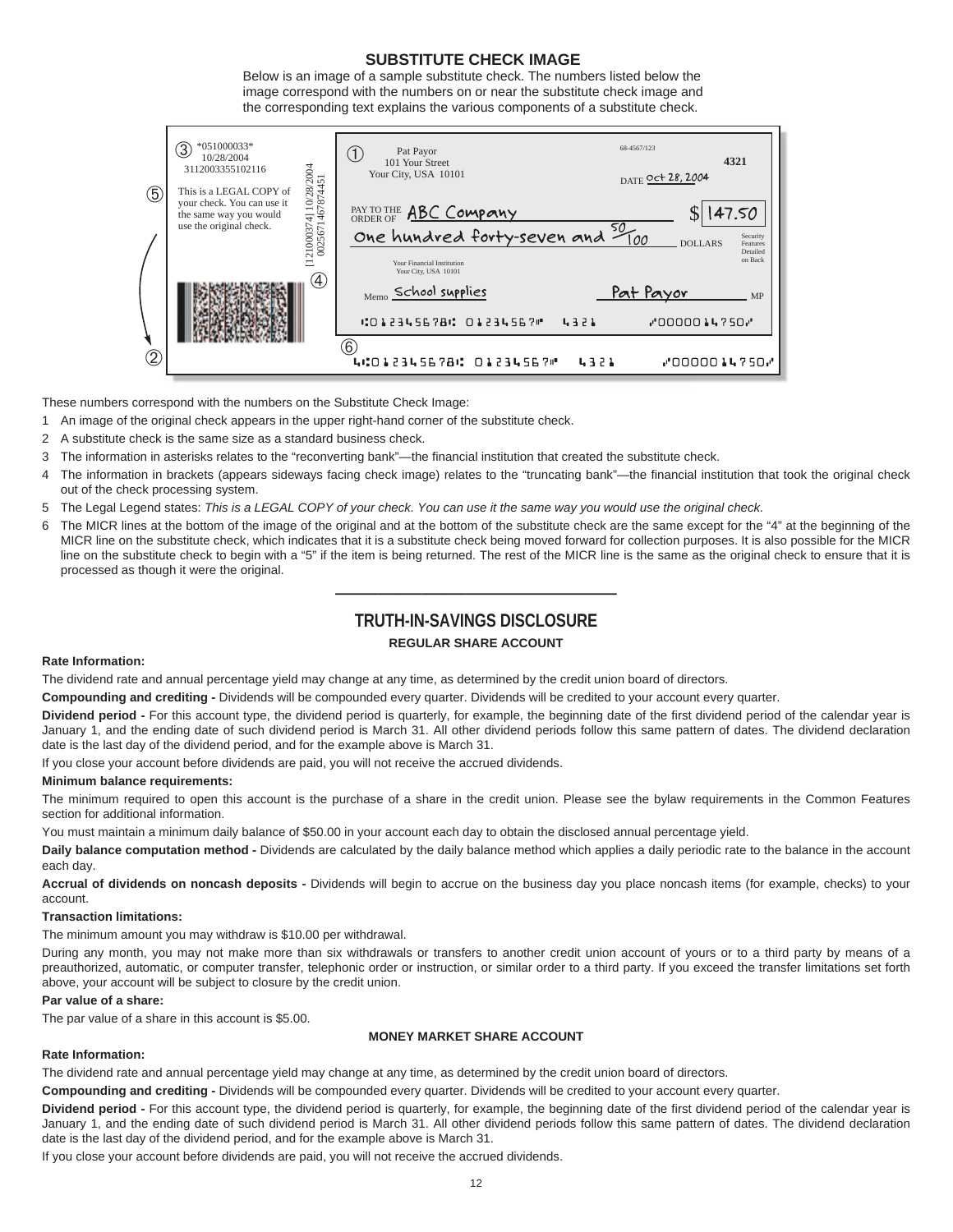## SUBSTITUTE CHECK IMAGE

Below is an image of a sample substitute check. The numbers listed below the image correspond with the numbers on or near the substitute check image and the corresponding text explains the various components of a substitute check.

③ *051000033* 10/28/2004 3112003355102116

⑤ This is a LEGAL COPY of your check. You can use it the same way you would use the original check.

④ [121000374] 10/28/2004 0025671467874451

① Pat Payor 101 Your Street Your City, USA 10101 68-4567/123 4321 DATE Oct 28, 2004

PAY TO THE ORDER OF ABC Company $ 147.50

One hundred forty-seven and 50/100 DOLLARS Security Features Detailed on Back

Your Financial Institution Your City, USA 10101

Memo School supplies Pat Payor MP

⑥ 4:012345678: 01234567" 4321 "0000014750"

②

These numbers correspond with the numbers on the Substitute Check Image:

1. An image of the original check appears in the upper right-hand corner of the substitute check.
2. A substitute check is the same size as a standard business check.
3. The information in asterisks relates to the "reconverting bank"—the financial institution that created the substitute check.
4. The information in brackets (appears sideways facing check image) relates to the "truncating bank"—the financial institution that took the original check out of the check processing system.
5. The Legal Legend states: *This is a LEGAL COPY of your check. You can use it the same way you would use the original check.*
6. The MICR lines at the bottom of the image of the original and at the bottom of the substitute check are the same except for the "4" at the beginning of the MICR line on the substitute check, which indicates that it is a substitute check being moved forward for collection purposes. It is also possible for the MICR line on the substitute check to begin with a "5" if the item is being returned. The rest of the MICR line is the same as the original check to ensure that it is processed as though it were the original.

---

## TRUTH-IN-SAVINGS DISCLOSURE

### REGULAR SHARE ACCOUNT

**Rate Information:**

The dividend rate and annual percentage yield may change at any time, as determined by the credit union board of directors.

**Compounding and crediting -** Dividends will be compounded every quarter. Dividends will be credited to your account every quarter.

**Dividend period -** For this account type, the dividend period is quarterly, for example, the beginning date of the first dividend period of the calendar year is January 1, and the ending date of such dividend period is March 31. All other dividend periods follow this same pattern of dates. The dividend declaration date is the last day of the dividend period, and for the example above is March 31.

If you close your account before dividends are paid, you will not receive the accrued dividends.

**Minimum balance requirements:**

The minimum required to open this account is the purchase of a share in the credit union. Please see the bylaw requirements in the Common Features section for additional information.

You must maintain a minimum daily balance of $50.00 in your account each day to obtain the disclosed annual percentage yield.

**Daily balance computation method -** Dividends are calculated by the daily balance method which applies a daily periodic rate to the balance in the account each day.

**Accrual of dividends on noncash deposits -** Dividends will begin to accrue on the business day you place noncash items (for example, checks) to your account.

**Transaction limitations:**

The minimum amount you may withdraw is $10.00 per withdrawal.

During any month, you may not make more than six withdrawals or transfers to another credit union account of yours or to a third party by means of a preauthorized, automatic, or computer transfer, telephonic order or instruction, or similar order to a third party. If you exceed the transfer limitations set forth above, your account will be subject to closure by the credit union.

**Par value of a share:**

The par value of a share in this account is $5.00.

### MONEY MARKET SHARE ACCOUNT

**Rate Information:**

The dividend rate and annual percentage yield may change at any time, as determined by the credit union board of directors.

**Compounding and crediting -** Dividends will be compounded every quarter. Dividends will be credited to your account every quarter.

**Dividend period -** For this account type, the dividend period is quarterly, for example, the beginning date of the first dividend period of the calendar year is January 1, and the ending date of such dividend period is March 31. All other dividend periods follow this same pattern of dates. The dividend declaration date is the last day of the dividend period, and for the example above is March 31.

If you close your account before dividends are paid, you will not receive the accrued dividends.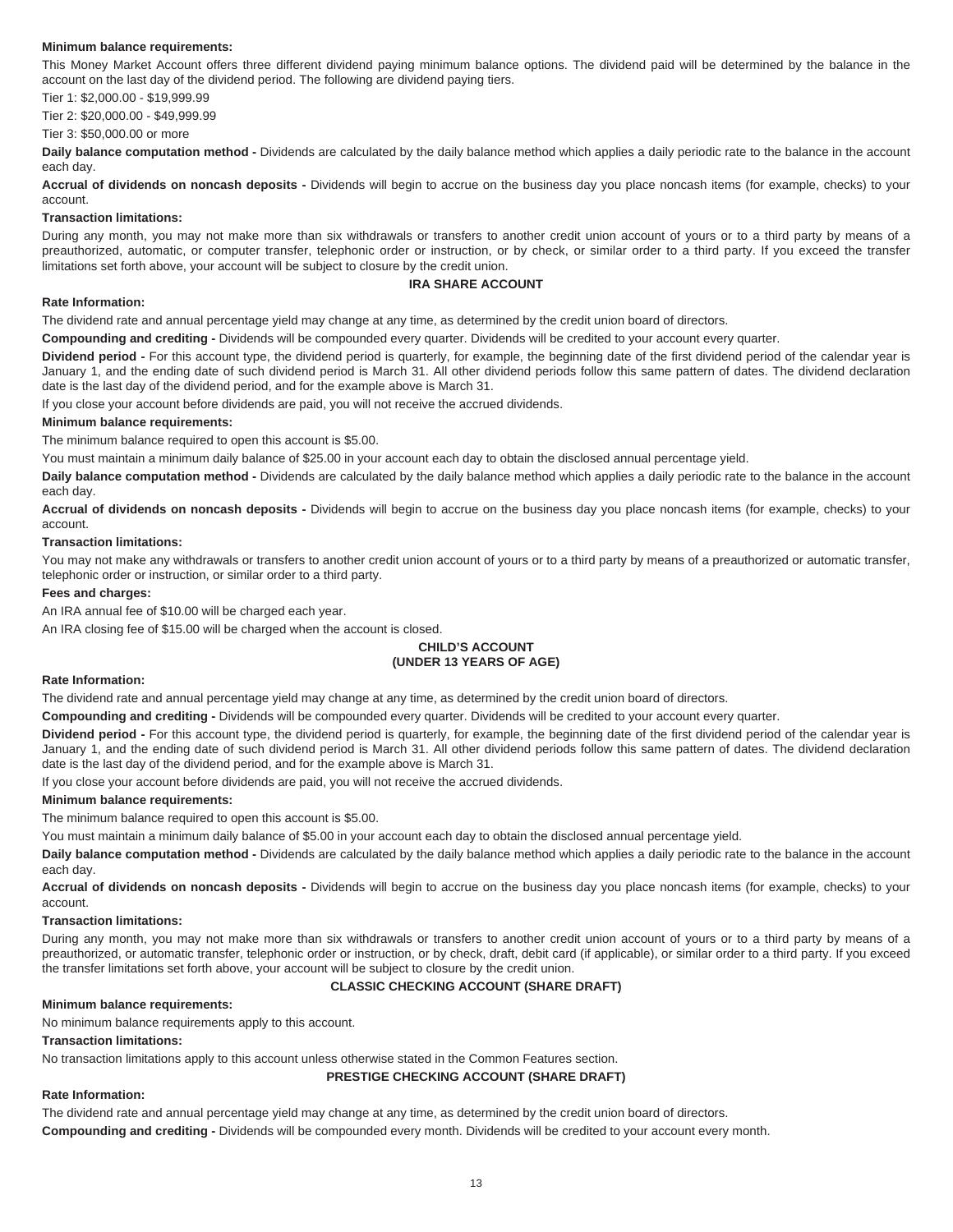**Minimum balance requirements:**

This Money Market Account offers three different dividend paying minimum balance options. The dividend paid will be determined by the balance in the account on the last day of the dividend period. The following are dividend paying tiers.

Tier 1: $2,000.00 - $19,999.99

Tier 2: $20,000.00 - $49,999.99

Tier 3: $50,000.00 or more

**Daily balance computation method -** Dividends are calculated by the daily balance method which applies a daily periodic rate to the balance in the account each day.

**Accrual of dividends on noncash deposits -** Dividends will begin to accrue on the business day you place noncash items (for example, checks) to your account.

**Transaction limitations:**

During any month, you may not make more than six withdrawals or transfers to another credit union account of yours or to a third party by means of a preauthorized, automatic, or computer transfer, telephonic order or instruction, or by check, or similar order to a third party. If you exceed the transfer limitations set forth above, your account will be subject to closure by the credit union.

## IRA SHARE ACCOUNT

**Rate Information:**

The dividend rate and annual percentage yield may change at any time, as determined by the credit union board of directors.

**Compounding and crediting -** Dividends will be compounded every quarter. Dividends will be credited to your account every quarter.

**Dividend period -** For this account type, the dividend period is quarterly, for example, the beginning date of the first dividend period of the calendar year is January 1, and the ending date of such dividend period is March 31. All other dividend periods follow this same pattern of dates. The dividend declaration date is the last day of the dividend period, and for the example above is March 31.

If you close your account before dividends are paid, you will not receive the accrued dividends.

**Minimum balance requirements:**

The minimum balance required to open this account is $5.00.

You must maintain a minimum daily balance of $25.00 in your account each day to obtain the disclosed annual percentage yield.

**Daily balance computation method -** Dividends are calculated by the daily balance method which applies a daily periodic rate to the balance in the account each day.

**Accrual of dividends on noncash deposits -** Dividends will begin to accrue on the business day you place noncash items (for example, checks) to your account.

**Transaction limitations:**

You may not make any withdrawals or transfers to another credit union account of yours or to a third party by means of a preauthorized or automatic transfer, telephonic order or instruction, or similar order to a third party.

**Fees and charges:**

An IRA annual fee of $10.00 will be charged each year.

An IRA closing fee of $15.00 will be charged when the account is closed.

## CHILD'S ACCOUNT (UNDER 13 YEARS OF AGE)

**Rate Information:**

The dividend rate and annual percentage yield may change at any time, as determined by the credit union board of directors.

**Compounding and crediting -** Dividends will be compounded every quarter. Dividends will be credited to your account every quarter.

**Dividend period -** For this account type, the dividend period is quarterly, for example, the beginning date of the first dividend period of the calendar year is January 1, and the ending date of such dividend period is March 31. All other dividend periods follow this same pattern of dates. The dividend declaration date is the last day of the dividend period, and for the example above is March 31.

If you close your account before dividends are paid, you will not receive the accrued dividends.

**Minimum balance requirements:**

The minimum balance required to open this account is $5.00.

You must maintain a minimum daily balance of $5.00 in your account each day to obtain the disclosed annual percentage yield.

**Daily balance computation method -** Dividends are calculated by the daily balance method which applies a daily periodic rate to the balance in the account each day.

**Accrual of dividends on noncash deposits -** Dividends will begin to accrue on the business day you place noncash items (for example, checks) to your account.

**Transaction limitations:**

During any month, you may not make more than six withdrawals or transfers to another credit union account of yours or to a third party by means of a preauthorized, or automatic transfer, telephonic order or instruction, or by check, draft, debit card (if applicable), or similar order to a third party. If you exceed the transfer limitations set forth above, your account will be subject to closure by the credit union.

## CLASSIC CHECKING ACCOUNT (SHARE DRAFT)

**Minimum balance requirements:**

No minimum balance requirements apply to this account.

**Transaction limitations:**

No transaction limitations apply to this account unless otherwise stated in the Common Features section.

## PRESTIGE CHECKING ACCOUNT (SHARE DRAFT)

**Rate Information:**

The dividend rate and annual percentage yield may change at any time, as determined by the credit union board of directors.

**Compounding and crediting -** Dividends will be compounded every month. Dividends will be credited to your account every month.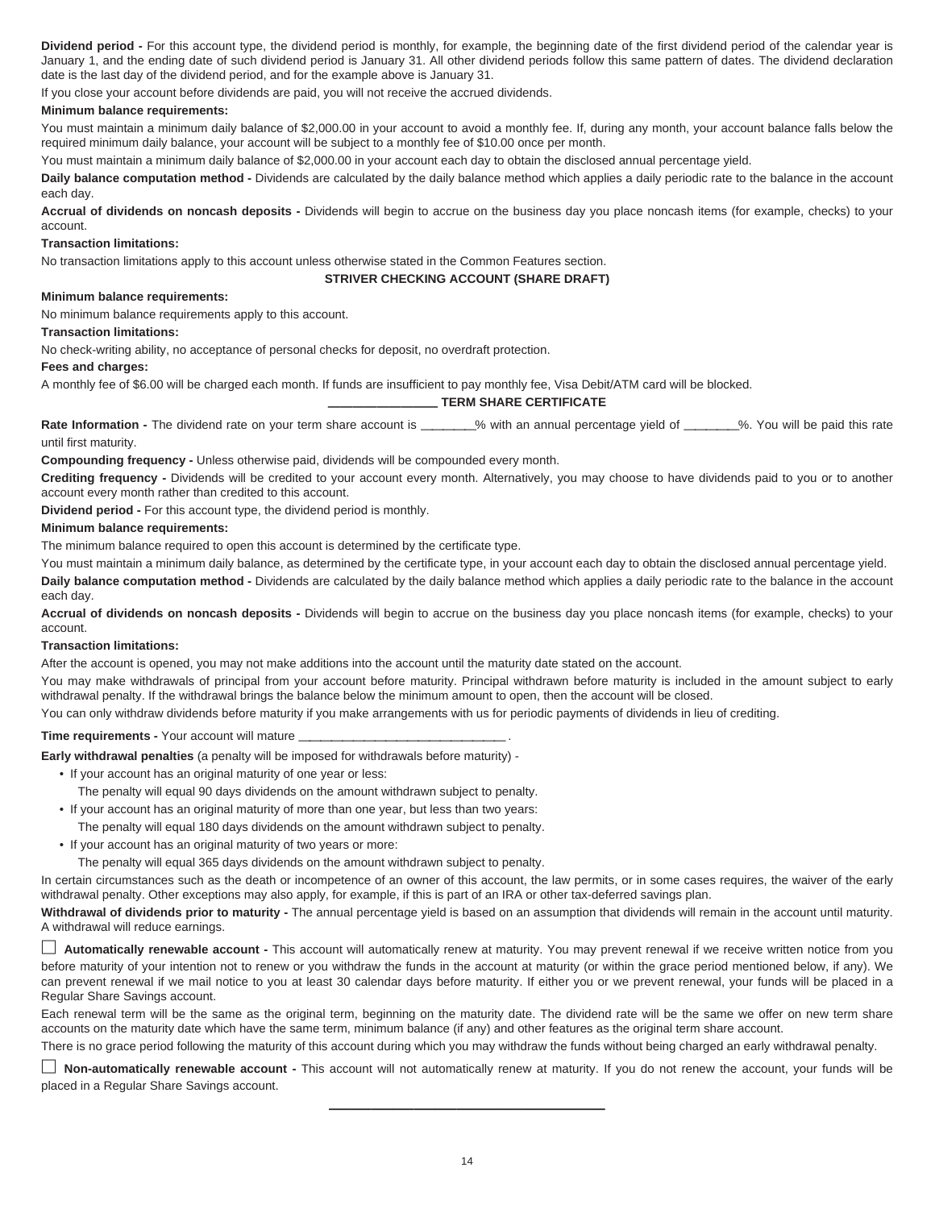**Dividend period -** For this account type, the dividend period is monthly, for example, the beginning date of the first dividend period of the calendar year is January 1, and the ending date of such dividend period is January 31. All other dividend periods follow this same pattern of dates. The dividend declaration date is the last day of the dividend period, and for the example above is January 31.

If you close your account before dividends are paid, you will not receive the accrued dividends.

**Minimum balance requirements:**

You must maintain a minimum daily balance of $2,000.00 in your account to avoid a monthly fee. If, during any month, your account balance falls below the required minimum daily balance, your account will be subject to a monthly fee of $10.00 once per month.

You must maintain a minimum daily balance of $2,000.00 in your account each day to obtain the disclosed annual percentage yield.

**Daily balance computation method -** Dividends are calculated by the daily balance method which applies a daily periodic rate to the balance in the account each day.

**Accrual of dividends on noncash deposits -** Dividends will begin to accrue on the business day you place noncash items (for example, checks) to your account.

**Transaction limitations:**

No transaction limitations apply to this account unless otherwise stated in the Common Features section.

## STRIVER CHECKING ACCOUNT (SHARE DRAFT)

**Minimum balance requirements:**

No minimum balance requirements apply to this account.

**Transaction limitations:**

No check-writing ability, no acceptance of personal checks for deposit, no overdraft protection.

**Fees and charges:**

A monthly fee of $6.00 will be charged each month. If funds are insufficient to pay monthly fee, Visa Debit/ATM card will be blocked.

## ________________ TERM SHARE CERTIFICATE

**Rate Information -** The dividend rate on your term share account is ________% with an annual percentage yield of ________%. You will be paid this rate until first maturity.

**Compounding frequency -** Unless otherwise paid, dividends will be compounded every month.

**Crediting frequency -** Dividends will be credited to your account every month. Alternatively, you may choose to have dividends paid to you or to another account every month rather than credited to this account.

**Dividend period -** For this account type, the dividend period is monthly.

**Minimum balance requirements:**

The minimum balance required to open this account is determined by the certificate type.

You must maintain a minimum daily balance, as determined by the certificate type, in your account each day to obtain the disclosed annual percentage yield.

**Daily balance computation method -** Dividends are calculated by the daily balance method which applies a daily periodic rate to the balance in the account each day.

**Accrual of dividends on noncash deposits -** Dividends will begin to accrue on the business day you place noncash items (for example, checks) to your account.

**Transaction limitations:**

After the account is opened, you may not make additions into the account until the maturity date stated on the account.

You may make withdrawals of principal from your account before maturity. Principal withdrawn before maturity is included in the amount subject to early withdrawal penalty. If the withdrawal brings the balance below the minimum amount to open, then the account will be closed.

You can only withdraw dividends before maturity if you make arrangements with us for periodic payments of dividends in lieu of crediting.

**Time requirements -** Your account will mature ______________________________ .

**Early withdrawal penalties** (a penalty will be imposed for withdrawals before maturity) -

- If your account has an original maturity of one year or less:
  The penalty will equal 90 days dividends on the amount withdrawn subject to penalty.
- If your account has an original maturity of more than one year, but less than two years:
  The penalty will equal 180 days dividends on the amount withdrawn subject to penalty.
- If your account has an original maturity of two years or more:
  The penalty will equal 365 days dividends on the amount withdrawn subject to penalty.

In certain circumstances such as the death or incompetence of an owner of this account, the law permits, or in some cases requires, the waiver of the early withdrawal penalty. Other exceptions may also apply, for example, if this is part of an IRA or other tax-deferred savings plan.

**Withdrawal of dividends prior to maturity -** The annual percentage yield is based on an assumption that dividends will remain in the account until maturity. A withdrawal will reduce earnings.

☐ **Automatically renewable account -** This account will automatically renew at maturity. You may prevent renewal if we receive written notice from you before maturity of your intention not to renew or you withdraw the funds in the account at maturity (or within the grace period mentioned below, if any). We can prevent renewal if we mail notice to you at least 30 calendar days before maturity. If either you or we prevent renewal, your funds will be placed in a Regular Share Savings account.

Each renewal term will be the same as the original term, beginning on the maturity date. The dividend rate will be the same we offer on new term share accounts on the maturity date which have the same term, minimum balance (if any) and other features as the original term share account.

There is no grace period following the maturity of this account during which you may withdraw the funds without being charged an early withdrawal penalty.

☐ **Non-automatically renewable account -** This account will not automatically renew at maturity. If you do not renew the account, your funds will be placed in a Regular Share Savings account.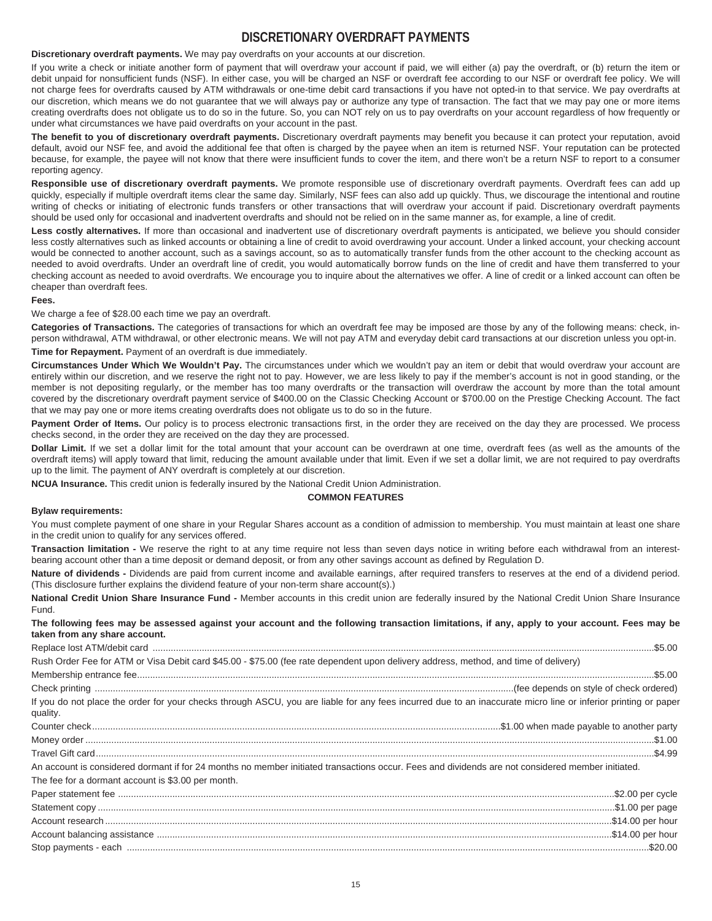# DISCRETIONARY OVERDRAFT PAYMENTS

**Discretionary overdraft payments.** We may pay overdrafts on your accounts at our discretion.

If you write a check or initiate another form of payment that will overdraw your account if paid, we will either (a) pay the overdraft, or (b) return the item or debit unpaid for nonsufficient funds (NSF). In either case, you will be charged an NSF or overdraft fee according to our NSF or overdraft fee policy. We will not charge fees for overdrafts caused by ATM withdrawals or one-time debit card transactions if you have not opted-in to that service. We pay overdrafts at our discretion, which means we do not guarantee that we will always pay or authorize any type of transaction. The fact that we may pay one or more items creating overdrafts does not obligate us to do so in the future. So, you can NOT rely on us to pay overdrafts on your account regardless of how frequently or under what circumstances we have paid overdrafts on your account in the past.

**The benefit to you of discretionary overdraft payments.** Discretionary overdraft payments may benefit you because it can protect your reputation, avoid default, avoid our NSF fee, and avoid the additional fee that often is charged by the payee when an item is returned NSF. Your reputation can be protected because, for example, the payee will not know that there were insufficient funds to cover the item, and there won't be a return NSF to report to a consumer reporting agency.

**Responsible use of discretionary overdraft payments.** We promote responsible use of discretionary overdraft payments. Overdraft fees can add up quickly, especially if multiple overdraft items clear the same day. Similarly, NSF fees can also add up quickly. Thus, we discourage the intentional and routine writing of checks or initiating of electronic funds transfers or other transactions that will overdraw your account if paid. Discretionary overdraft payments should be used only for occasional and inadvertent overdrafts and should not be relied on in the same manner as, for example, a line of credit.

**Less costly alternatives.** If more than occasional and inadvertent use of discretionary overdraft payments is anticipated, we believe you should consider less costly alternatives such as linked accounts or obtaining a line of credit to avoid overdrawing your account. Under a linked account, your checking account would be connected to another account, such as a savings account, so as to automatically transfer funds from the other account to the checking account as needed to avoid overdrafts. Under an overdraft line of credit, you would automatically borrow funds on the line of credit and have them transferred to your checking account as needed to avoid overdrafts. We encourage you to inquire about the alternatives we offer. A line of credit or a linked account can often be cheaper than overdraft fees.

**Fees.**

We charge a fee of $28.00 each time we pay an overdraft.

**Categories of Transactions.** The categories of transactions for which an overdraft fee may be imposed are those by any of the following means: check, in-person withdrawal, ATM withdrawal, or other electronic means. We will not pay ATM and everyday debit card transactions at our discretion unless you opt-in.

**Time for Repayment.** Payment of an overdraft is due immediately.

**Circumstances Under Which We Wouldn't Pay.** The circumstances under which we wouldn't pay an item or debit that would overdraw your account are entirely within our discretion, and we reserve the right not to pay. However, we are less likely to pay if the member's account is not in good standing, or the member is not depositing regularly, or the member has too many overdrafts or the transaction will overdraw the account by more than the total amount covered by the discretionary overdraft payment service of $400.00 on the Classic Checking Account or $700.00 on the Prestige Checking Account. The fact that we may pay one or more items creating overdrafts does not obligate us to do so in the future.

**Payment Order of Items.** Our policy is to process electronic transactions first, in the order they are received on the day they are processed. We process checks second, in the order they are received on the day they are processed.

**Dollar Limit.** If we set a dollar limit for the total amount that your account can be overdrawn at one time, overdraft fees (as well as the amounts of the overdraft items) will apply toward that limit, reducing the amount available under that limit. Even if we set a dollar limit, we are not required to pay overdrafts up to the limit. The payment of ANY overdraft is completely at our discretion.

**NCUA Insurance.** This credit union is federally insured by the National Credit Union Administration.

## COMMON FEATURES

**Bylaw requirements:**

You must complete payment of one share in your Regular Shares account as a condition of admission to membership. You must maintain at least one share in the credit union to qualify for any services offered.

**Transaction limitation -** We reserve the right to at any time require not less than seven days notice in writing before each withdrawal from an interest-bearing account other than a time deposit or demand deposit, or from any other savings account as defined by Regulation D.

**Nature of dividends -** Dividends are paid from current income and available earnings, after required transfers to reserves at the end of a dividend period. (This disclosure further explains the dividend feature of your non-term share account(s).)

**National Credit Union Share Insurance Fund -** Member accounts in this credit union are federally insured by the National Credit Union Share Insurance Fund.

**The following fees may be assessed against your account and the following transaction limitations, if any, apply to your account. Fees may be taken from any share account.**

Replace lost ATM/debit card ........ $5.00

Rush Order Fee for ATM or Visa Debit card $45.00 - $75.00 (fee rate dependent upon delivery address, method, and time of delivery)

Membership entrance fee ........ $5.00

Check printing ........ (fee depends on style of check ordered)

If you do not place the order for your checks through ASCU, you are liable for any fees incurred due to an inaccurate micro line or inferior printing or paper quality.

Counter check ........ $1.00 when made payable to another party

Money order ........ $1.00

Travel Gift card ........ $4.99

An account is considered dormant if for 24 months no member initiated transactions occur. Fees and dividends are not considered member initiated.

The fee for a dormant account is $3.00 per month.

Paper statement fee ........ $2.00 per cycle

Statement copy ........ $1.00 per page

Account research ........ $14.00 per hour

Account balancing assistance ........ $14.00 per hour

Stop payments - each ........ $20.00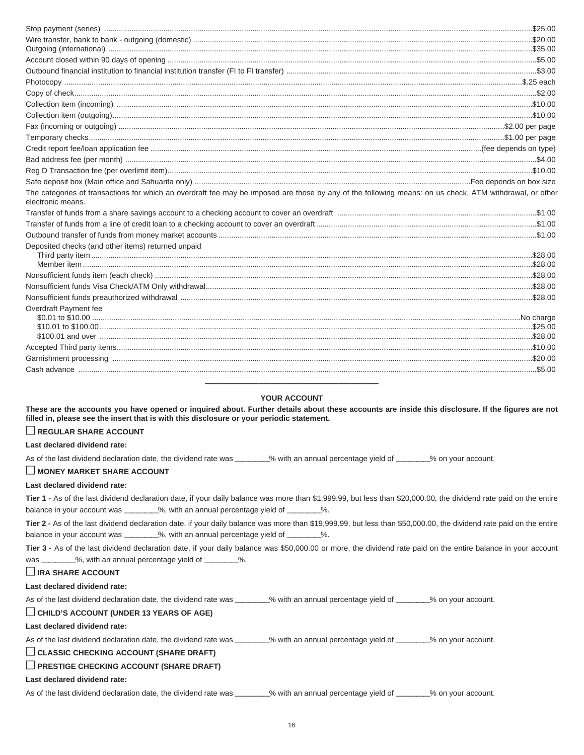| | |
|---|---|
| Stop payment (series) | $25.00 |
| Wire transfer, bank to bank - outgoing (domestic) | $20.00 |
| Outgoing (international) | $35.00 |
| Account closed within 90 days of opening | $5.00 |
| Outbound financial institution to financial institution transfer (FI to FI transfer) | $3.00 |
| Photocopy | $.25 each |
| Copy of check | $2.00 |
| Collection item (incoming) | $10.00 |
| Collection item (outgoing) | $10.00 |
| Fax (incoming or outgoing) | $2.00 per page |
| Temporary checks | $1.00 per page |
| Credit report fee/loan application fee | (fee depends on type) |
| Bad address fee (per month) | $4.00 |
| Reg D Transaction fee (per overlimit item) | $10.00 |
| Safe deposit box (Main office and Sahuarita only) | Fee depends on box size |

The categories of transactions for which an overdraft fee may be imposed are those by any of the following means: on us check, ATM withdrawal, or other electronic means.

| | |
|---|---|
| Transfer of funds from a share savings account to a checking account to cover an overdraft | $1.00 |
| Transfer of funds from a line of credit loan to a checking account to cover an overdraft | $1.00 |
| Outbound transfer of funds from money market accounts | $1.00 |
| Deposited checks (and other items) returned unpaid | |
| Third party item | $28.00 |
| Member item | $28.00 |
| Nonsufficient funds item (each check) | $28.00 |
| Nonsufficient funds Visa Check/ATM Only withdrawal | $28.00 |
| Nonsufficient funds preauthorized withdrawal | $28.00 |
| Overdraft Payment fee | |
| $0.01 to $10.00 | No charge |
| $10.01 to $100.00 | $25.00 |
| $100.01 and over | $28.00 |
| Accepted Third party items | $10.00 |
| Garnishment processing | $20.00 |
| Cash advance | $5.00 |

---

## YOUR ACCOUNT

**These are the accounts you have opened or inquired about. Further details about these accounts are inside this disclosure. If the figures are not filled in, please see the insert that is with this disclosure or your periodic statement.**

☐ **REGULAR SHARE ACCOUNT**

**Last declared dividend rate:**

As of the last dividend declaration date, the dividend rate was ________% with an annual percentage yield of ________% on your account.

☐ **MONEY MARKET SHARE ACCOUNT**

**Last declared dividend rate:**

**Tier 1 -** As of the last dividend declaration date, if your daily balance was more than $1,999.99, but less than $20,000.00, the dividend rate paid on the entire balance in your account was ________%, with an annual percentage yield of ________%.

**Tier 2 -** As of the last dividend declaration date, if your daily balance was more than $19,999.99, but less than $50,000.00, the dividend rate paid on the entire balance in your account was ________%, with an annual percentage yield of ________%.

**Tier 3 -** As of the last dividend declaration date, if your daily balance was $50,000.00 or more, the dividend rate paid on the entire balance in your account was ________%, with an annual percentage yield of ________%.

☐ **IRA SHARE ACCOUNT**

**Last declared dividend rate:**

As of the last dividend declaration date, the dividend rate was ________% with an annual percentage yield of ________% on your account.

☐ **CHILD'S ACCOUNT (UNDER 13 YEARS OF AGE)**

**Last declared dividend rate:**

As of the last dividend declaration date, the dividend rate was ________% with an annual percentage yield of ________% on your account.

☐ **CLASSIC CHECKING ACCOUNT (SHARE DRAFT)**

☐ **PRESTIGE CHECKING ACCOUNT (SHARE DRAFT)**

**Last declared dividend rate:**

As of the last dividend declaration date, the dividend rate was ________% with an annual percentage yield of ________% on your account.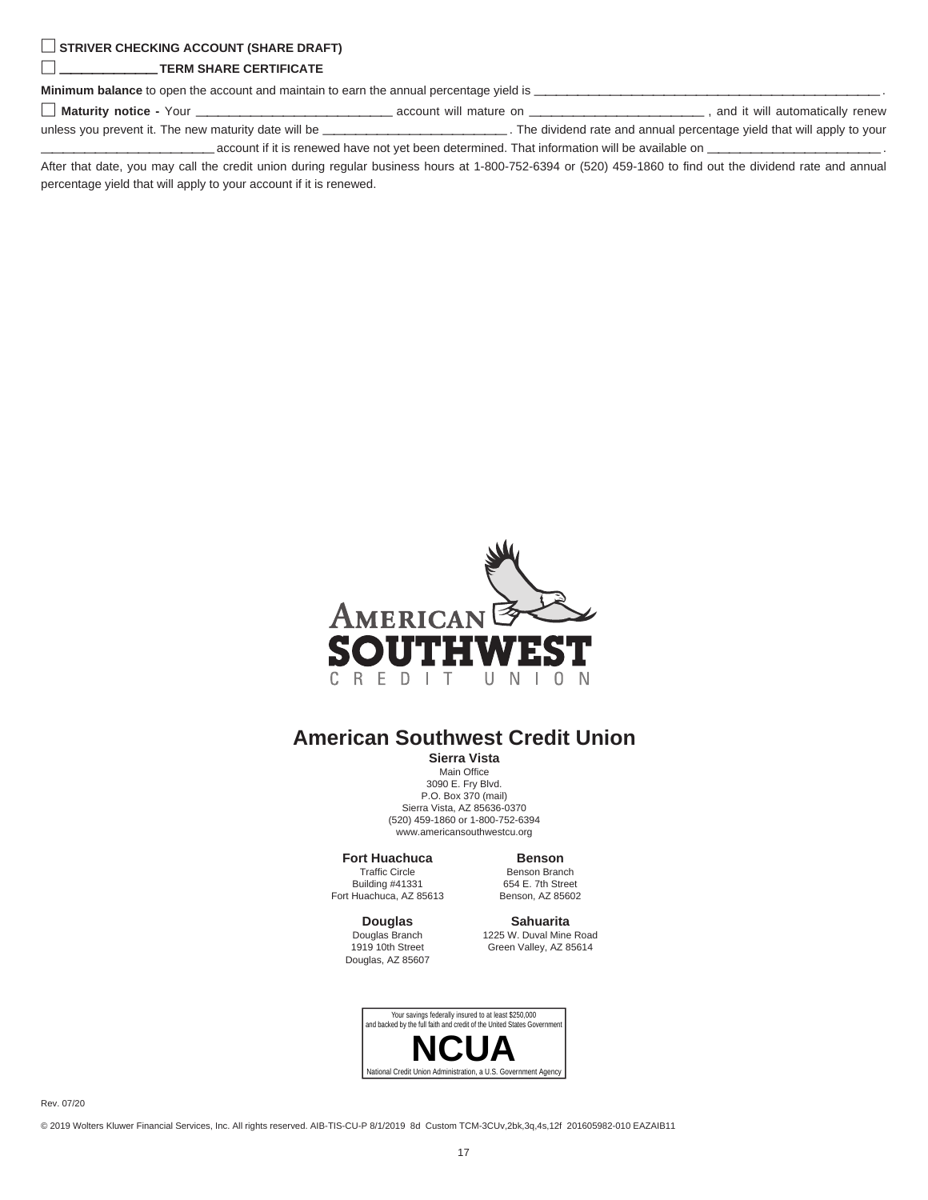☐ **STRIVER CHECKING ACCOUNT (SHARE DRAFT)**

☐ **______________ TERM SHARE CERTIFICATE**

**Minimum balance** to open the account and maintain to earn the annual percentage yield is ________________________________________________ .

☐ **Maturity notice -** Your ____________________________ account will mature on _________________________ , and it will automatically renew unless you prevent it. The new maturity date will be __________________________ . The dividend rate and annual percentage yield that will apply to your _________________________ account if it is renewed have not yet been determined. That information will be available on _________________________ . After that date, you may call the credit union during regular business hours at 1-800-752-6394 or (520) 459-1860 to find out the dividend rate and annual percentage yield that will apply to your account if it is renewed.

AMERICAN SOUTHWEST CREDIT UNION

## American Southwest Credit Union

**Sierra Vista**
Main Office
3090 E. Fry Blvd.
P.O. Box 370 (mail)
Sierra Vista, AZ 85636-0370
(520) 459-1860 or 1-800-752-6394
www.americansouthwestcu.org

**Fort Huachuca**
Traffic Circle
Building #41331
Fort Huachuca, AZ 85613

**Benson**
Benson Branch
654 E. 7th Street
Benson, AZ 85602

**Douglas**
Douglas Branch
1919 10th Street
Douglas, AZ 85607

**Sahuarita**
1225 W. Duval Mine Road
Green Valley, AZ 85614

Your savings federally insured to at least $250,000 and backed by the full faith and credit of the United States Government

**NCUA**

National Credit Union Administration, a U.S. Government Agency

Rev. 07/20

© 2019 Wolters Kluwer Financial Services, Inc. All rights reserved. AIB-TIS-CU-P 8/1/2019 8d Custom TCM-3CUv,2bk,3q,4s,12f 201605982-010 EAZAIB11